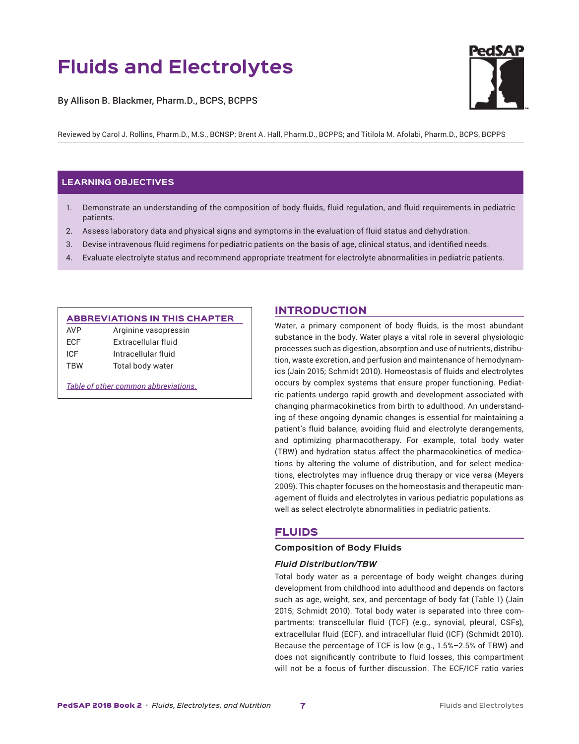# Fluids and Electrolytes

By Allison B. Blackmer, Pharm.D., BCPS, BCPPS

Reviewed by Carol J. Rollins, Pharm.D., M.S., BCNSP; Brent A. Hall, Pharm.D., BCPPS; and Titilola M. Afolabi, Pharm.D., BCPS, BCPPS

## LEARNING OBJECTIVES

1. Demonstrate an understanding of the composition of body fluids, fluid regulation, and fluid requirements in pediatric patients.
2. Assess laboratory data and physical signs and symptoms in the evaluation of fluid status and dehydration.
3. Devise intravenous fluid regimens for pediatric patients on the basis of age, clinical status, and identified needs.
4. Evaluate electrolyte status and recommend appropriate treatment for electrolyte abnormalities in pediatric patients.

### ABBREVIATIONS IN THIS CHAPTER

| | |
|---|---|
| AVP | Arginine vasopressin |
| ECF | Extracellular fluid |
| ICF | Intracellular fluid |
| TBW | Total body water |

*Table of other common abbreviations.*

## INTRODUCTION

Water, a primary component of body fluids, is the most abundant substance in the body. Water plays a vital role in several physiologic processes such as digestion, absorption and use of nutrients, distribution, waste excretion, and perfusion and maintenance of hemodynamics (Jain 2015; Schmidt 2010). Homeostasis of fluids and electrolytes occurs by complex systems that ensure proper functioning. Pediatric patients undergo rapid growth and development associated with changing pharmacokinetics from birth to adulthood. An understanding of these ongoing dynamic changes is essential for maintaining a patient's fluid balance, avoiding fluid and electrolyte derangements, and optimizing pharmacotherapy. For example, total body water (TBW) and hydration status affect the pharmacokinetics of medications by altering the volume of distribution, and for select medications, electrolytes may influence drug therapy or vice versa (Meyers 2009). This chapter focuses on the homeostasis and therapeutic management of fluids and electrolytes in various pediatric populations as well as select electrolyte abnormalities in pediatric patients.

## FLUIDS

### Composition of Body Fluids

#### *Fluid Distribution/TBW*

Total body water as a percentage of body weight changes during development from childhood into adulthood and depends on factors such as age, weight, sex, and percentage of body fat (Table 1) (Jain 2015; Schmidt 2010). Total body water is separated into three compartments: transcellular fluid (TCF) (e.g., synovial, pleural, CSFs), extracellular fluid (ECF), and intracellular fluid (ICF) (Schmidt 2010). Because the percentage of TCF is low (e.g., 1.5%–2.5% of TBW) and does not significantly contribute to fluid losses, this compartment will not be a focus of further discussion. The ECF/ICF ratio varies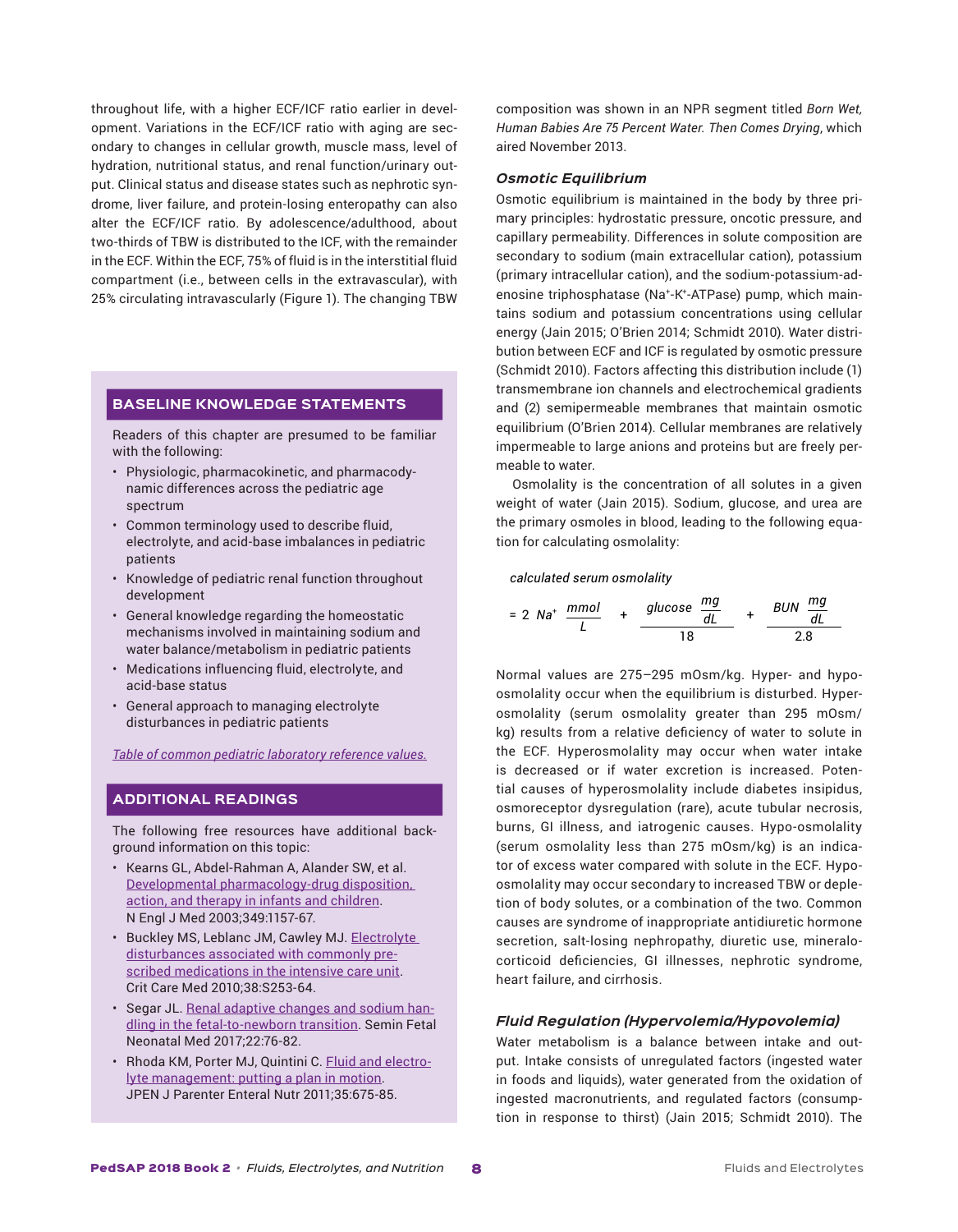throughout life, with a higher ECF/ICF ratio earlier in development. Variations in the ECF/ICF ratio with aging are secondary to changes in cellular growth, muscle mass, level of hydration, nutritional status, and renal function/urinary output. Clinical status and disease states such as nephrotic syndrome, liver failure, and protein-losing enteropathy can also alter the ECF/ICF ratio. By adolescence/adulthood, about two-thirds of TBW is distributed to the ICF, with the remainder in the ECF. Within the ECF, 75% of fluid is in the interstitial fluid compartment (i.e., between cells in the extravascular), with 25% circulating intravascularly (Figure 1). The changing TBW composition was shown in an NPR segment titled *Born Wet, Human Babies Are 75 Percent Water. Then Comes Drying*, which aired November 2013.

## BASELINE KNOWLEDGE STATEMENTS

Readers of this chapter are presumed to be familiar with the following:

- Physiologic, pharmacokinetic, and pharmacodynamic differences across the pediatric age spectrum
- Common terminology used to describe fluid, electrolyte, and acid-base imbalances in pediatric patients
- Knowledge of pediatric renal function throughout development
- General knowledge regarding the homeostatic mechanisms involved in maintaining sodium and water balance/metabolism in pediatric patients
- Medications influencing fluid, electrolyte, and acid-base status
- General approach to managing electrolyte disturbances in pediatric patients

*Table of common pediatric laboratory reference values.*

## ADDITIONAL READINGS

The following free resources have additional background information on this topic:

- Kearns GL, Abdel-Rahman A, Alander SW, et al. Developmental pharmacology-drug disposition, action, and therapy in infants and children. N Engl J Med 2003;349:1157-67.
- Buckley MS, Leblanc JM, Cawley MJ. Electrolyte disturbances associated with commonly prescribed medications in the intensive care unit. Crit Care Med 2010;38:S253-64.
- Segar JL. Renal adaptive changes and sodium handling in the fetal-to-newborn transition. Semin Fetal Neonatal Med 2017;22:76-82.
- Rhoda KM, Porter MJ, Quintini C. Fluid and electrolyte management: putting a plan in motion. JPEN J Parenter Enteral Nutr 2011;35:675-85.

### *Osmotic Equilibrium*

Osmotic equilibrium is maintained in the body by three primary principles: hydrostatic pressure, oncotic pressure, and capillary permeability. Differences in solute composition are secondary to sodium (main extracellular cation), potassium (primary intracellular cation), and the sodium-potassium-adenosine triphosphatase ($Na^+$-$K^+$-ATPase) pump, which maintains sodium and potassium concentrations using cellular energy (Jain 2015; O'Brien 2014; Schmidt 2010). Water distribution between ECF and ICF is regulated by osmotic pressure (Schmidt 2010). Factors affecting this distribution include (1) transmembrane ion channels and electrochemical gradients and (2) semipermeable membranes that maintain osmotic equilibrium (O'Brien 2014). Cellular membranes are relatively impermeable to large anions and proteins but are freely permeable to water.

Osmolality is the concentration of all solutes in a given weight of water (Jain 2015). Sodium, glucose, and urea are the primary osmoles in blood, leading to the following equation for calculating osmolality:

$$\text{calculated serum osmolality} = 2\ Na^+ \frac{mmol}{L} + \frac{glucose\ \frac{mg}{dL}}{18} + \frac{BUN\ \frac{mg}{dL}}{2.8}$$

Normal values are 275–295 mOsm/kg. Hyper- and hypo-osmolality occur when the equilibrium is disturbed. Hyperosmolality (serum osmolality greater than 295 mOsm/kg) results from a relative deficiency of water to solute in the ECF. Hyperosmolality may occur when water intake is decreased or if water excretion is increased. Potential causes of hyperosmolality include diabetes insipidus, osmoreceptor dysregulation (rare), acute tubular necrosis, burns, GI illness, and iatrogenic causes. Hypo-osmolality (serum osmolality less than 275 mOsm/kg) is an indicator of excess water compared with solute in the ECF. Hypo-osmolality may occur secondary to increased TBW or depletion of body solutes, or a combination of the two. Common causes are syndrome of inappropriate antidiuretic hormone secretion, salt-losing nephropathy, diuretic use, mineralocorticoid deficiencies, GI illnesses, nephrotic syndrome, heart failure, and cirrhosis.

### *Fluid Regulation (Hypervolemia/Hypovolemia)*

Water metabolism is a balance between intake and output. Intake consists of unregulated factors (ingested water in foods and liquids), water generated from the oxidation of ingested macronutrients, and regulated factors (consumption in response to thirst) (Jain 2015; Schmidt 2010). The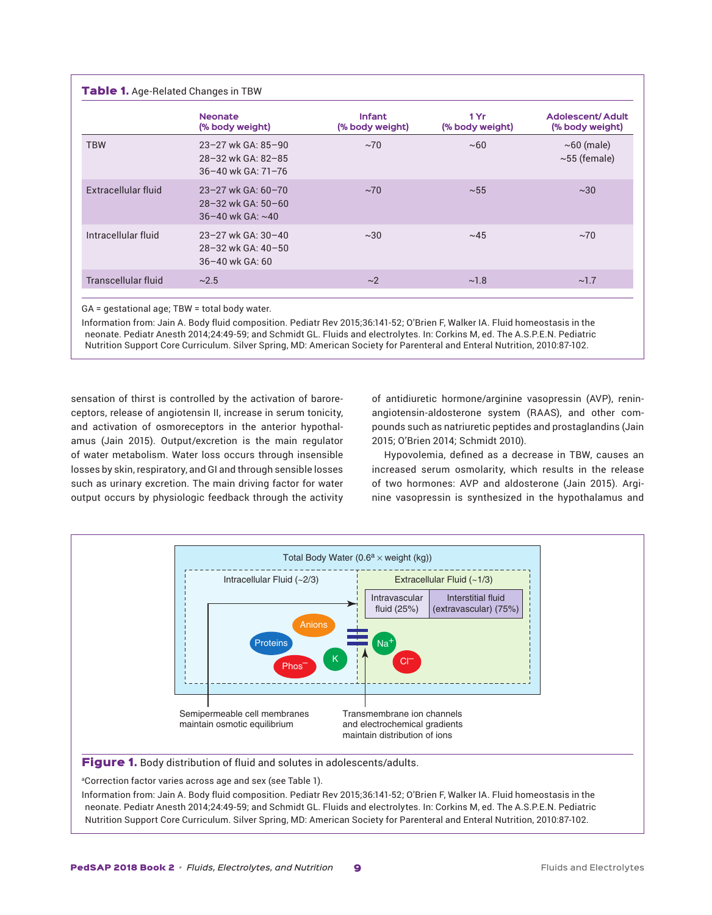**Table 1.** Age-Related Changes in TBW

| | Neonate (% body weight) | Infant (% body weight) | 1 Yr (% body weight) | Adolescent/ Adult (% body weight) |
|---|---|---|---|---|
| TBW | 23–27 wk GA: 85–90<br>28–32 wk GA: 82–85<br>36–40 wk GA: 71–76 | ~70 | ~60 | ~60 (male)<br>~55 (female) |
| Extracellular fluid | 23–27 wk GA: 60–70<br>28–32 wk GA: 50–60<br>36–40 wk GA: ~40 | ~70 | ~55 | ~30 |
| Intracellular fluid | 23–27 wk GA: 30–40<br>28–32 wk GA: 40–50<br>36–40 wk GA: 60 | ~30 | ~45 | ~70 |
| Transcellular fluid | ~2.5 | ~2 | ~1.8 | ~1.7 |

GA = gestational age; TBW = total body water.

Information from: Jain A. Body fluid composition. Pediatr Rev 2015;36:141-52; O'Brien F, Walker IA. Fluid homeostasis in the neonate. Pediatr Anesth 2014;24:49-59; and Schmidt GL. Fluids and electrolytes. In: Corkins M, ed. The A.S.P.E.N. Pediatric Nutrition Support Core Curriculum. Silver Spring, MD: American Society for Parenteral and Enteral Nutrition, 2010:87-102.

sensation of thirst is controlled by the activation of baroreceptors, release of angiotensin II, increase in serum tonicity, and activation of osmoreceptors in the anterior hypothalamus (Jain 2015). Output/excretion is the main regulator of water metabolism. Water loss occurs through insensible losses by skin, respiratory, and GI and through sensible losses such as urinary excretion. The main driving factor for water output occurs by physiologic feedback through the activity of antidiuretic hormone/arginine vasopressin (AVP), renin-angiotensin-aldosterone system (RAAS), and other compounds such as natriuretic peptides and prostaglandins (Jain 2015; O'Brien 2014; Schmidt 2010).

Hypovolemia, defined as a decrease in TBW, causes an increased serum osmolarity, which results in the release of two hormones: AVP and aldosterone (Jain 2015). Arginine vasopressin is synthesized in the hypothalamus and

Total Body Water ($0.6^a \times$ weight (kg))

Intracellular Fluid (~2/3) | Extracellular Fluid (~1/3)

Intravascular fluid (25%) | Interstitial fluid (extravascular) (75%)

Proteins, Anions, Phos⁻, K | $Na^+$, $Cl^-$

Semipermeable cell membranes maintain osmotic equilibrium

Transmembrane ion channels and electrochemical gradients maintain distribution of ions

**Figure 1.** Body distribution of fluid and solutes in adolescents/adults.

[a]Correction factor varies across age and sex (see Table 1).

Information from: Jain A. Body fluid composition. Pediatr Rev 2015;36:141-52; O'Brien F, Walker IA. Fluid homeostasis in the neonate. Pediatr Anesth 2014;24:49-59; and Schmidt GL. Fluids and electrolytes. In: Corkins M, ed. The A.S.P.E.N. Pediatric Nutrition Support Core Curriculum. Silver Spring, MD: American Society for Parenteral and Enteral Nutrition, 2010:87-102.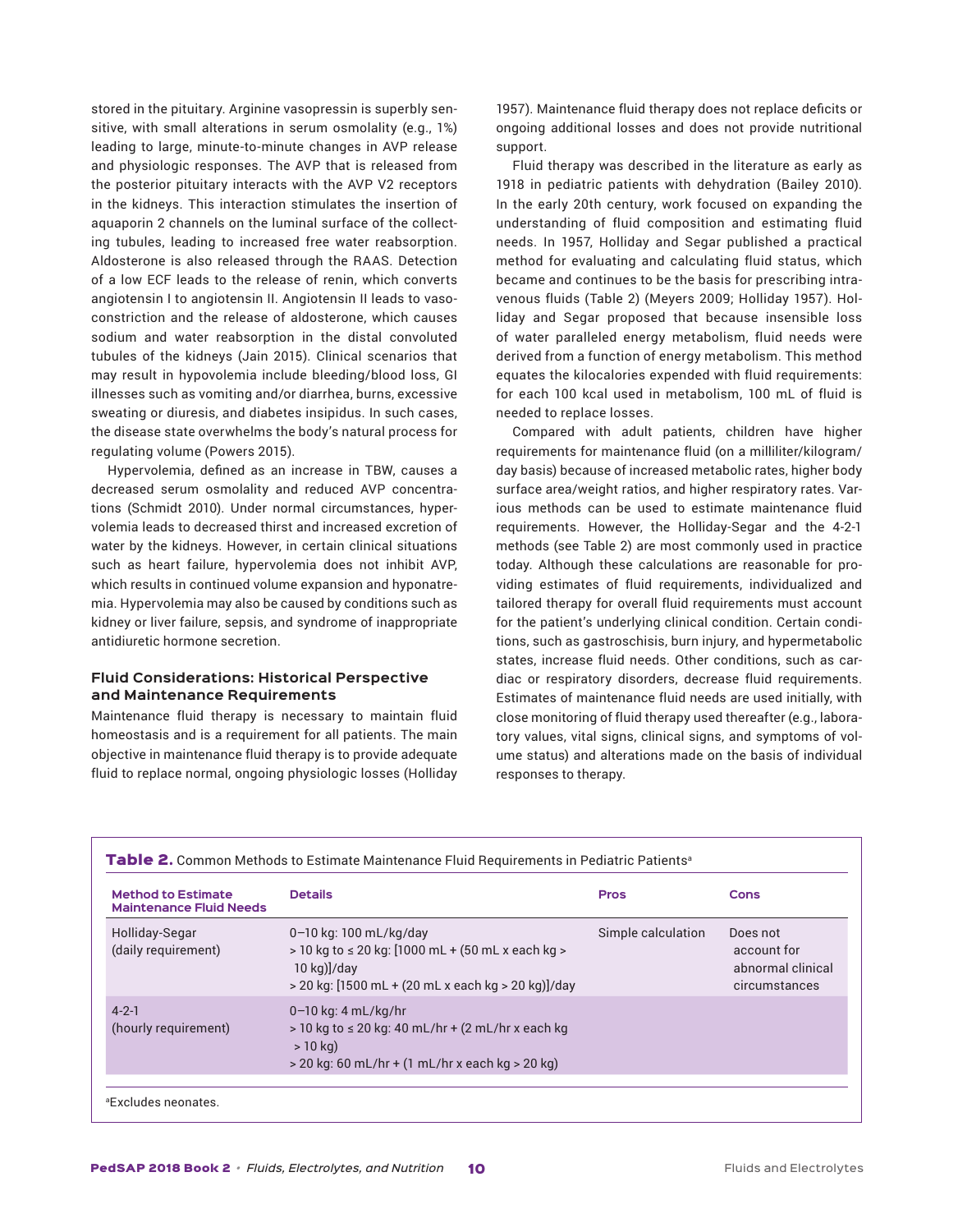stored in the pituitary. Arginine vasopressin is superbly sensitive, with small alterations in serum osmolality (e.g., 1%) leading to large, minute-to-minute changes in AVP release and physiologic responses. The AVP that is released from the posterior pituitary interacts with the AVP V2 receptors in the kidneys. This interaction stimulates the insertion of aquaporin 2 channels on the luminal surface of the collecting tubules, leading to increased free water reabsorption. Aldosterone is also released through the RAAS. Detection of a low ECF leads to the release of renin, which converts angiotensin I to angiotensin II. Angiotensin II leads to vasoconstriction and the release of aldosterone, which causes sodium and water reabsorption in the distal convoluted tubules of the kidneys (Jain 2015). Clinical scenarios that may result in hypovolemia include bleeding/blood loss, GI illnesses such as vomiting and/or diarrhea, burns, excessive sweating or diuresis, and diabetes insipidus. In such cases, the disease state overwhelms the body's natural process for regulating volume (Powers 2015).

Hypervolemia, defined as an increase in TBW, causes a decreased serum osmolality and reduced AVP concentrations (Schmidt 2010). Under normal circumstances, hypervolemia leads to decreased thirst and increased excretion of water by the kidneys. However, in certain clinical situations such as heart failure, hypervolemia does not inhibit AVP, which results in continued volume expansion and hyponatremia. Hypervolemia may also be caused by conditions such as kidney or liver failure, sepsis, and syndrome of inappropriate antidiuretic hormone secretion.

### Fluid Considerations: Historical Perspective and Maintenance Requirements

Maintenance fluid therapy is necessary to maintain fluid homeostasis and is a requirement for all patients. The main objective in maintenance fluid therapy is to provide adequate fluid to replace normal, ongoing physiologic losses (Holliday 1957). Maintenance fluid therapy does not replace deficits or ongoing additional losses and does not provide nutritional support.

Fluid therapy was described in the literature as early as 1918 in pediatric patients with dehydration (Bailey 2010). In the early 20th century, work focused on expanding the understanding of fluid composition and estimating fluid needs. In 1957, Holliday and Segar published a practical method for evaluating and calculating fluid status, which became and continues to be the basis for prescribing intravenous fluids (Table 2) (Meyers 2009; Holliday 1957). Holliday and Segar proposed that because insensible loss of water paralleled energy metabolism, fluid needs were derived from a function of energy metabolism. This method equates the kilocalories expended with fluid requirements: for each 100 kcal used in metabolism, 100 mL of fluid is needed to replace losses.

Compared with adult patients, children have higher requirements for maintenance fluid (on a milliliter/kilogram/day basis) because of increased metabolic rates, higher body surface area/weight ratios, and higher respiratory rates. Various methods can be used to estimate maintenance fluid requirements. However, the Holliday-Segar and the 4-2-1 methods (see Table 2) are most commonly used in practice today. Although these calculations are reasonable for providing estimates of fluid requirements, individualized and tailored therapy for overall fluid requirements must account for the patient's underlying clinical condition. Certain conditions, such as gastroschisis, burn injury, and hypermetabolic states, increase fluid needs. Other conditions, such as cardiac or respiratory disorders, decrease fluid requirements. Estimates of maintenance fluid needs are used initially, with close monitoring of fluid therapy used thereafter (e.g., laboratory values, vital signs, clinical signs, and symptoms of volume status) and alterations made on the basis of individual responses to therapy.

**Table 2.** Common Methods to Estimate Maintenance Fluid Requirements in Pediatric Patients[a]

| Method to Estimate Maintenance Fluid Needs | Details | Pros | Cons |
|---|---|---|---|
| Holliday-Segar (daily requirement) | 0–10 kg: 100 mL/kg/day<br>> 10 kg to ≤ 20 kg: [1000 mL + (50 mL x each kg > 10 kg)]/day<br>> 20 kg: [1500 mL + (20 mL x each kg > 20 kg)]/day | Simple calculation | Does not account for abnormal clinical circumstances |
| 4-2-1 (hourly requirement) | 0–10 kg: 4 mL/kg/hr<br>> 10 kg to ≤ 20 kg: 40 mL/hr + (2 mL/hr x each kg > 10 kg)<br>> 20 kg: 60 mL/hr + (1 mL/hr x each kg > 20 kg) | | |

[a]Excludes neonates.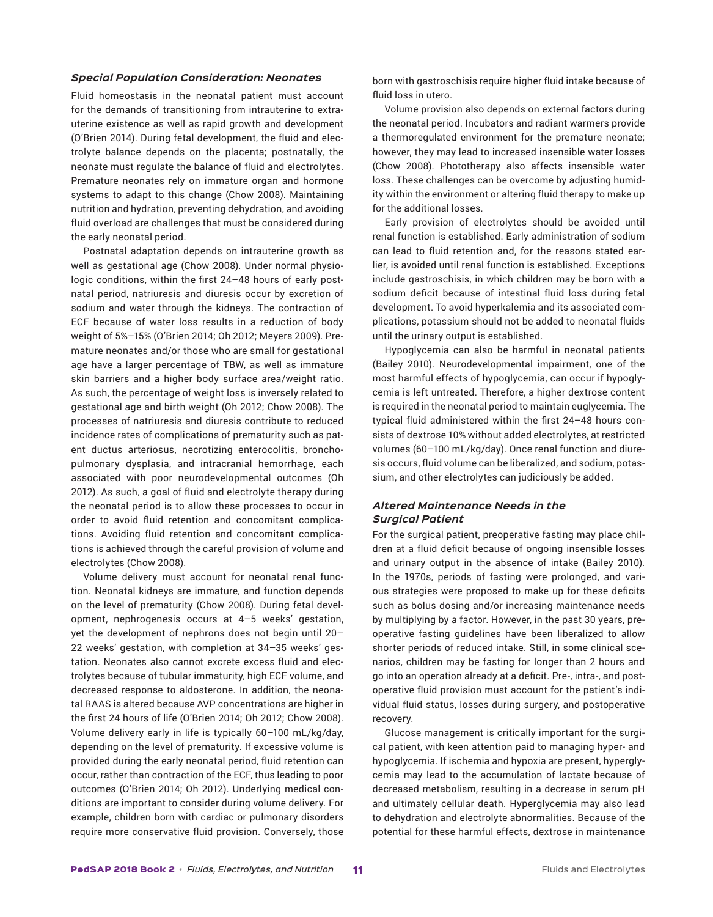### *Special Population Consideration: Neonates*

Fluid homeostasis in the neonatal patient must account for the demands of transitioning from intrauterine to extrauterine existence as well as rapid growth and development (O'Brien 2014). During fetal development, the fluid and electrolyte balance depends on the placenta; postnatally, the neonate must regulate the balance of fluid and electrolytes. Premature neonates rely on immature organ and hormone systems to adapt to this change (Chow 2008). Maintaining nutrition and hydration, preventing dehydration, and avoiding fluid overload are challenges that must be considered during the early neonatal period.

Postnatal adaptation depends on intrauterine growth as well as gestational age (Chow 2008). Under normal physiologic conditions, within the first 24–48 hours of early postnatal period, natriuresis and diuresis occur by excretion of sodium and water through the kidneys. The contraction of ECF because of water loss results in a reduction of body weight of 5%–15% (O'Brien 2014; Oh 2012; Meyers 2009). Premature neonates and/or those who are small for gestational age have a larger percentage of TBW, as well as immature skin barriers and a higher body surface area/weight ratio. As such, the percentage of weight loss is inversely related to gestational age and birth weight (Oh 2012; Chow 2008). The processes of natriuresis and diuresis contribute to reduced incidence rates of complications of prematurity such as patent ductus arteriosus, necrotizing enterocolitis, bronchopulmonary dysplasia, and intracranial hemorrhage, each associated with poor neurodevelopmental outcomes (Oh 2012). As such, a goal of fluid and electrolyte therapy during the neonatal period is to allow these processes to occur in order to avoid fluid retention and concomitant complications. Avoiding fluid retention and concomitant complications is achieved through the careful provision of volume and electrolytes (Chow 2008).

Volume delivery must account for neonatal renal function. Neonatal kidneys are immature, and function depends on the level of prematurity (Chow 2008). During fetal development, nephrogenesis occurs at 4–5 weeks' gestation, yet the development of nephrons does not begin until 20–22 weeks' gestation, with completion at 34–35 weeks' gestation. Neonates also cannot excrete excess fluid and electrolytes because of tubular immaturity, high ECF volume, and decreased response to aldosterone. In addition, the neonatal RAAS is altered because AVP concentrations are higher in the first 24 hours of life (O'Brien 2014; Oh 2012; Chow 2008). Volume delivery early in life is typically 60–100 mL/kg/day, depending on the level of prematurity. If excessive volume is provided during the early neonatal period, fluid retention can occur, rather than contraction of the ECF, thus leading to poor outcomes (O'Brien 2014; Oh 2012). Underlying medical conditions are important to consider during volume delivery. For example, children born with cardiac or pulmonary disorders require more conservative fluid provision. Conversely, those born with gastroschisis require higher fluid intake because of fluid loss in utero.

Volume provision also depends on external factors during the neonatal period. Incubators and radiant warmers provide a thermoregulated environment for the premature neonate; however, they may lead to increased insensible water losses (Chow 2008). Phototherapy also affects insensible water loss. These challenges can be overcome by adjusting humidity within the environment or altering fluid therapy to make up for the additional losses.

Early provision of electrolytes should be avoided until renal function is established. Early administration of sodium can lead to fluid retention and, for the reasons stated earlier, is avoided until renal function is established. Exceptions include gastroschisis, in which children may be born with a sodium deficit because of intestinal fluid loss during fetal development. To avoid hyperkalemia and its associated complications, potassium should not be added to neonatal fluids until the urinary output is established.

Hypoglycemia can also be harmful in neonatal patients (Bailey 2010). Neurodevelopmental impairment, one of the most harmful effects of hypoglycemia, can occur if hypoglycemia is left untreated. Therefore, a higher dextrose content is required in the neonatal period to maintain euglycemia. The typical fluid administered within the first 24–48 hours consists of dextrose 10% without added electrolytes, at restricted volumes (60–100 mL/kg/day). Once renal function and diuresis occurs, fluid volume can be liberalized, and sodium, potassium, and other electrolytes can judiciously be added.

### *Altered Maintenance Needs in the Surgical Patient*

For the surgical patient, preoperative fasting may place children at a fluid deficit because of ongoing insensible losses and urinary output in the absence of intake (Bailey 2010). In the 1970s, periods of fasting were prolonged, and various strategies were proposed to make up for these deficits such as bolus dosing and/or increasing maintenance needs by multiplying by a factor. However, in the past 30 years, preoperative fasting guidelines have been liberalized to allow shorter periods of reduced intake. Still, in some clinical scenarios, children may be fasting for longer than 2 hours and go into an operation already at a deficit. Pre-, intra-, and postoperative fluid provision must account for the patient's individual fluid status, losses during surgery, and postoperative recovery.

Glucose management is critically important for the surgical patient, with keen attention paid to managing hyper- and hypoglycemia. If ischemia and hypoxia are present, hyperglycemia may lead to the accumulation of lactate because of decreased metabolism, resulting in a decrease in serum pH and ultimately cellular death. Hyperglycemia may also lead to dehydration and electrolyte abnormalities. Because of the potential for these harmful effects, dextrose in maintenance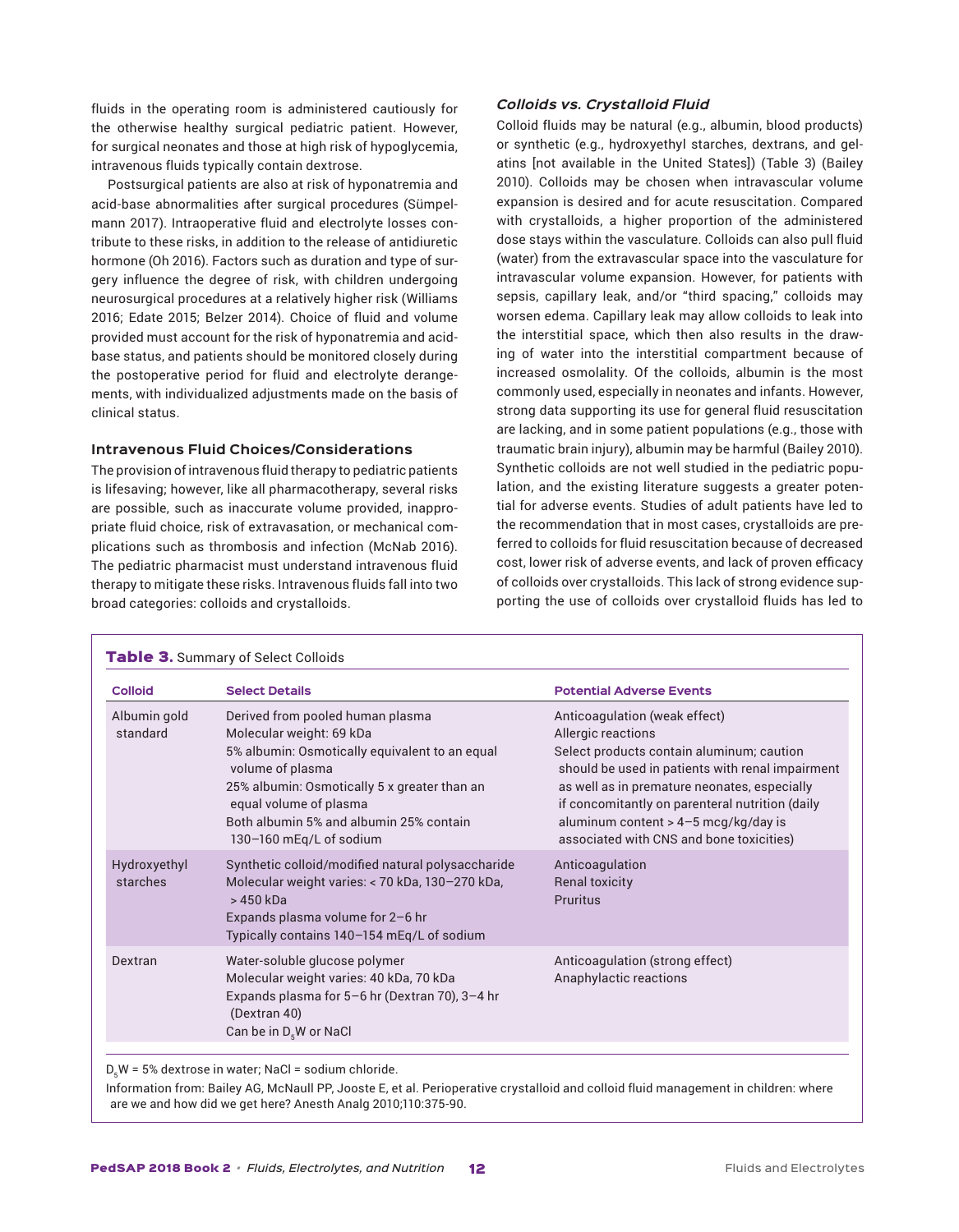fluids in the operating room is administered cautiously for the otherwise healthy surgical pediatric patient. However, for surgical neonates and those at high risk of hypoglycemia, intravenous fluids typically contain dextrose.

Postsurgical patients are also at risk of hyponatremia and acid-base abnormalities after surgical procedures (Sümpelmann 2017). Intraoperative fluid and electrolyte losses contribute to these risks, in addition to the release of antidiuretic hormone (Oh 2016). Factors such as duration and type of surgery influence the degree of risk, with children undergoing neurosurgical procedures at a relatively higher risk (Williams 2016; Edate 2015; Belzer 2014). Choice of fluid and volume provided must account for the risk of hyponatremia and acid-base status, and patients should be monitored closely during the postoperative period for fluid and electrolyte derangements, with individualized adjustments made on the basis of clinical status.

### Intravenous Fluid Choices/Considerations

The provision of intravenous fluid therapy to pediatric patients is lifesaving; however, like all pharmacotherapy, several risks are possible, such as inaccurate volume provided, inappropriate fluid choice, risk of extravasation, or mechanical complications such as thrombosis and infection (McNab 2016). The pediatric pharmacist must understand intravenous fluid therapy to mitigate these risks. Intravenous fluids fall into two broad categories: colloids and crystalloids.

#### *Colloids vs. Crystalloid Fluid*

Colloid fluids may be natural (e.g., albumin, blood products) or synthetic (e.g., hydroxyethyl starches, dextrans, and gelatins [not available in the United States]) (Table 3) (Bailey 2010). Colloids may be chosen when intravascular volume expansion is desired and for acute resuscitation. Compared with crystalloids, a higher proportion of the administered dose stays within the vasculature. Colloids can also pull fluid (water) from the extravascular space into the vasculature for intravascular volume expansion. However, for patients with sepsis, capillary leak, and/or "third spacing," colloids may worsen edema. Capillary leak may allow colloids to leak into the interstitial space, which then also results in the drawing of water into the interstitial compartment because of increased osmolality. Of the colloids, albumin is the most commonly used, especially in neonates and infants. However, strong data supporting its use for general fluid resuscitation are lacking, and in some patient populations (e.g., those with traumatic brain injury), albumin may be harmful (Bailey 2010). Synthetic colloids are not well studied in the pediatric population, and the existing literature suggests a greater potential for adverse events. Studies of adult patients have led to the recommendation that in most cases, crystalloids are preferred to colloids for fluid resuscitation because of decreased cost, lower risk of adverse events, and lack of proven efficacy of colloids over crystalloids. This lack of strong evidence supporting the use of colloids over crystalloid fluids has led to

**Table 3.** Summary of Select Colloids

| Colloid | Select Details | Potential Adverse Events |
|---|---|---|
| Albumin gold standard | Derived from pooled human plasma<br>Molecular weight: 69 kDa<br>5% albumin: Osmotically equivalent to an equal volume of plasma<br>25% albumin: Osmotically 5 x greater than an equal volume of plasma<br>Both albumin 5% and albumin 25% contain 130–160 mEq/L of sodium | Anticoagulation (weak effect)<br>Allergic reactions<br>Select products contain aluminum; caution should be used in patients with renal impairment as well as in premature neonates, especially if concomitantly on parenteral nutrition (daily aluminum content > 4–5 mcg/kg/day is associated with CNS and bone toxicities) |
| Hydroxyethyl starches | Synthetic colloid/modified natural polysaccharide<br>Molecular weight varies: < 70 kDa, 130–270 kDa, > 450 kDa<br>Expands plasma volume for 2–6 hr<br>Typically contains 140–154 mEq/L of sodium | Anticoagulation<br>Renal toxicity<br>Pruritus |
| Dextran | Water-soluble glucose polymer<br>Molecular weight varies: 40 kDa, 70 kDa<br>Expands plasma for 5–6 hr (Dextran 70), 3–4 hr (Dextran 40)<br>Can be in $D_5W$ or NaCl | Anticoagulation (strong effect)<br>Anaphylactic reactions |

$D_5W$ = 5% dextrose in water; NaCl = sodium chloride.

Information from: Bailey AG, McNaull PP, Jooste E, et al. Perioperative crystalloid and colloid fluid management in children: where are we and how did we get here? Anesth Analg 2010;110:375-90.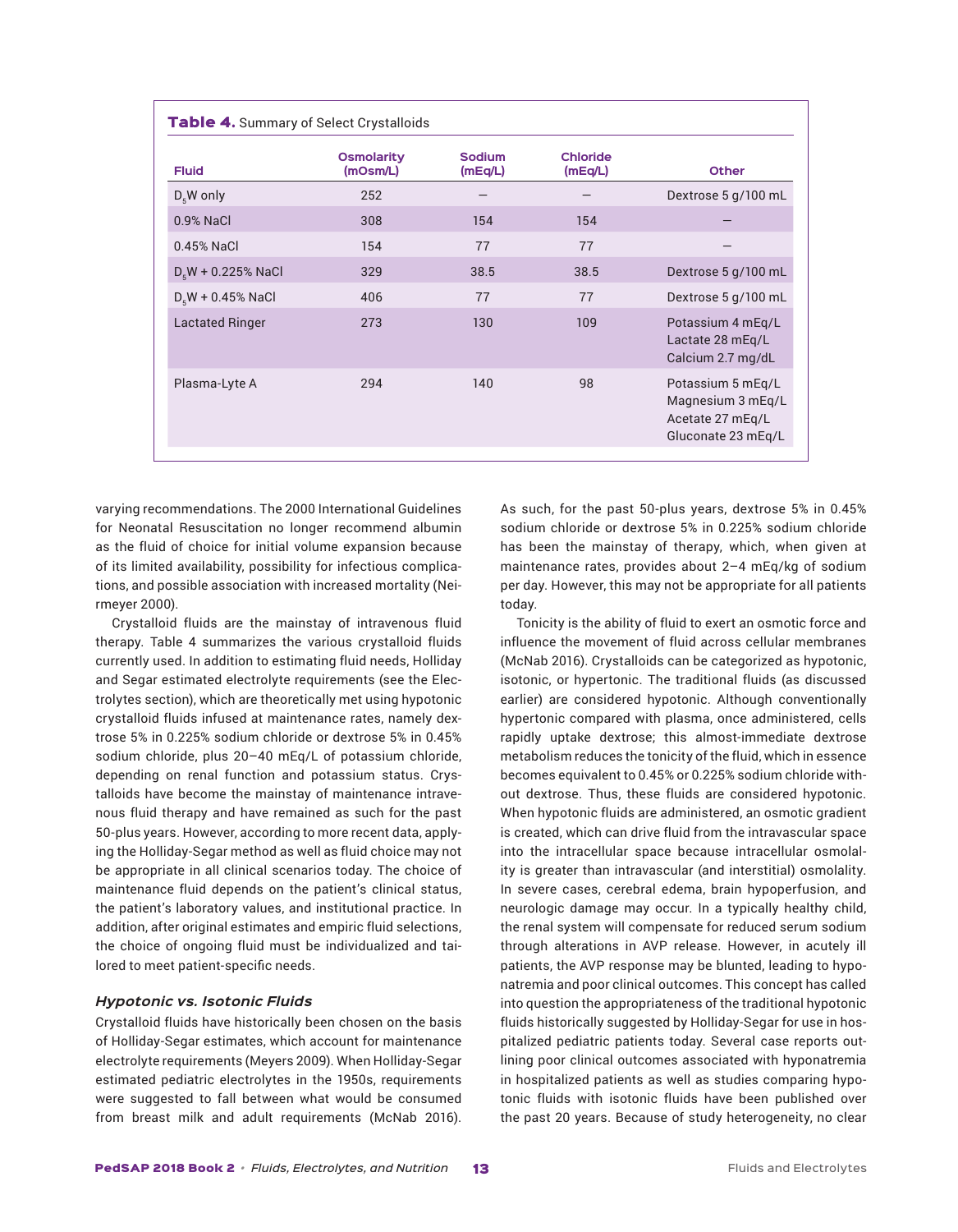**Table 4.** Summary of Select Crystalloids

| Fluid | Osmolarity (mOsm/L) | Sodium (mEq/L) | Chloride (mEq/L) | Other |
|---|---|---|---|---|
| $D_5W$ only | 252 | — | — | Dextrose 5 g/100 mL |
| 0.9% NaCl | 308 | 154 | 154 | — |
| 0.45% NaCl | 154 | 77 | 77 | — |
| $D_5W$ + 0.225% NaCl | 329 | 38.5 | 38.5 | Dextrose 5 g/100 mL |
| $D_5W$ + 0.45% NaCl | 406 | 77 | 77 | Dextrose 5 g/100 mL |
| Lactated Ringer | 273 | 130 | 109 | Potassium 4 mEq/L Lactate 28 mEq/L Calcium 2.7 mg/dL |
| Plasma-Lyte A | 294 | 140 | 98 | Potassium 5 mEq/L Magnesium 3 mEq/L Acetate 27 mEq/L Gluconate 23 mEq/L |

varying recommendations. The 2000 International Guidelines for Neonatal Resuscitation no longer recommend albumin as the fluid of choice for initial volume expansion because of its limited availability, possibility for infectious complications, and possible association with increased mortality (Neirmeyer 2000).

Crystalloid fluids are the mainstay of intravenous fluid therapy. Table 4 summarizes the various crystalloid fluids currently used. In addition to estimating fluid needs, Holliday and Segar estimated electrolyte requirements (see the Electrolytes section), which are theoretically met using hypotonic crystalloid fluids infused at maintenance rates, namely dextrose 5% in 0.225% sodium chloride or dextrose 5% in 0.45% sodium chloride, plus 20–40 mEq/L of potassium chloride, depending on renal function and potassium status. Crystalloids have become the mainstay of maintenance intravenous fluid therapy and have remained as such for the past 50-plus years. However, according to more recent data, applying the Holliday-Segar method as well as fluid choice may not be appropriate in all clinical scenarios today. The choice of maintenance fluid depends on the patient's clinical status, the patient's laboratory values, and institutional practice. In addition, after original estimates and empiric fluid selections, the choice of ongoing fluid must be individualized and tailored to meet patient-specific needs.

### *Hypotonic vs. Isotonic Fluids*

Crystalloid fluids have historically been chosen on the basis of Holliday-Segar estimates, which account for maintenance electrolyte requirements (Meyers 2009). When Holliday-Segar estimated pediatric electrolytes in the 1950s, requirements were suggested to fall between what would be consumed from breast milk and adult requirements (McNab 2016). As such, for the past 50-plus years, dextrose 5% in 0.45% sodium chloride or dextrose 5% in 0.225% sodium chloride has been the mainstay of therapy, which, when given at maintenance rates, provides about 2–4 mEq/kg of sodium per day. However, this may not be appropriate for all patients today.

Tonicity is the ability of fluid to exert an osmotic force and influence the movement of fluid across cellular membranes (McNab 2016). Crystalloids can be categorized as hypotonic, isotonic, or hypertonic. The traditional fluids (as discussed earlier) are considered hypotonic. Although conventionally hypertonic compared with plasma, once administered, cells rapidly uptake dextrose; this almost-immediate dextrose metabolism reduces the tonicity of the fluid, which in essence becomes equivalent to 0.45% or 0.225% sodium chloride without dextrose. Thus, these fluids are considered hypotonic. When hypotonic fluids are administered, an osmotic gradient is created, which can drive fluid from the intravascular space into the intracellular space because intracellular osmolality is greater than intravascular (and interstitial) osmolality. In severe cases, cerebral edema, brain hypoperfusion, and neurologic damage may occur. In a typically healthy child, the renal system will compensate for reduced serum sodium through alterations in AVP release. However, in acutely ill patients, the AVP response may be blunted, leading to hyponatremia and poor clinical outcomes. This concept has called into question the appropriateness of the traditional hypotonic fluids historically suggested by Holliday-Segar for use in hospitalized pediatric patients today. Several case reports outlining poor clinical outcomes associated with hyponatremia in hospitalized patients as well as studies comparing hypotonic fluids with isotonic fluids have been published over the past 20 years. Because of study heterogeneity, no clear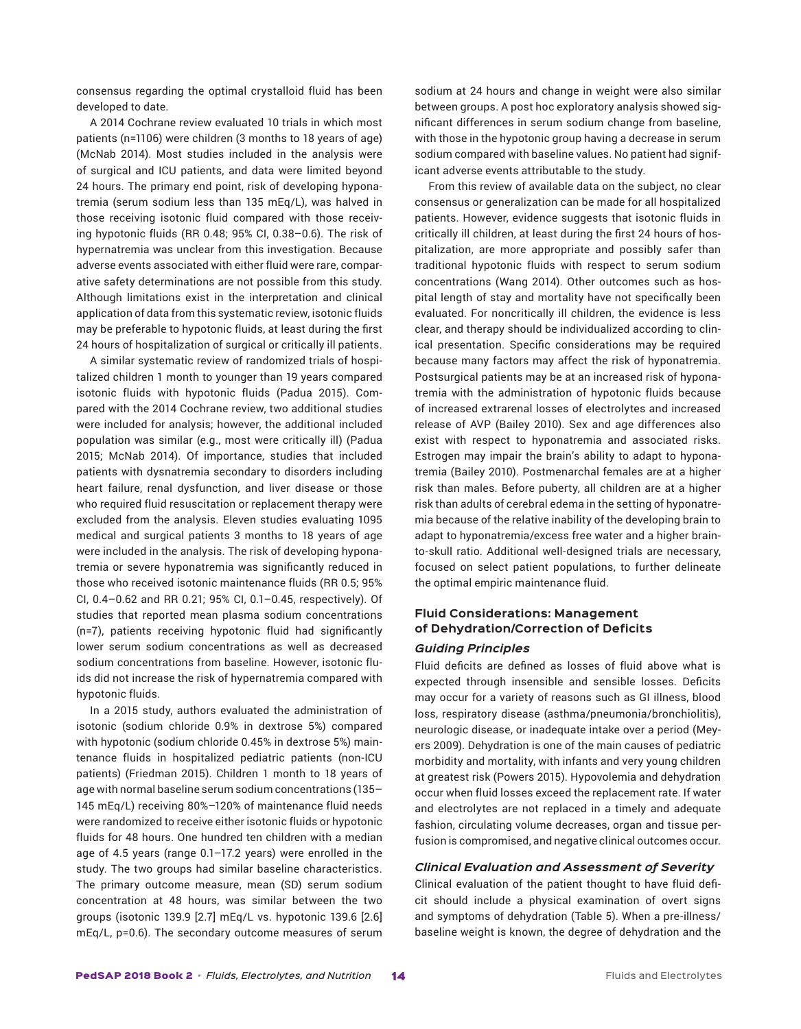consensus regarding the optimal crystalloid fluid has been developed to date.

A 2014 Cochrane review evaluated 10 trials in which most patients (n=1106) were children (3 months to 18 years of age) (McNab 2014). Most studies included in the analysis were of surgical and ICU patients, and data were limited beyond 24 hours. The primary end point, risk of developing hyponatremia (serum sodium less than 135 mEq/L), was halved in those receiving isotonic fluid compared with those receiving hypotonic fluids (RR 0.48; 95% CI, 0.38–0.6). The risk of hypernatremia was unclear from this investigation. Because adverse events associated with either fluid were rare, comparative safety determinations are not possible from this study. Although limitations exist in the interpretation and clinical application of data from this systematic review, isotonic fluids may be preferable to hypotonic fluids, at least during the first 24 hours of hospitalization of surgical or critically ill patients.

A similar systematic review of randomized trials of hospitalized children 1 month to younger than 19 years compared isotonic fluids with hypotonic fluids (Padua 2015). Compared with the 2014 Cochrane review, two additional studies were included for analysis; however, the additional included population was similar (e.g., most were critically ill) (Padua 2015; McNab 2014). Of importance, studies that included patients with dysnatremia secondary to disorders including heart failure, renal dysfunction, and liver disease or those who required fluid resuscitation or replacement therapy were excluded from the analysis. Eleven studies evaluating 1095 medical and surgical patients 3 months to 18 years of age were included in the analysis. The risk of developing hyponatremia or severe hyponatremia was significantly reduced in those who received isotonic maintenance fluids (RR 0.5; 95% CI, 0.4–0.62 and RR 0.21; 95% CI, 0.1–0.45, respectively). Of studies that reported mean plasma sodium concentrations (n=7), patients receiving hypotonic fluid had significantly lower serum sodium concentrations as well as decreased sodium concentrations from baseline. However, isotonic fluids did not increase the risk of hypernatremia compared with hypotonic fluids.

In a 2015 study, authors evaluated the administration of isotonic (sodium chloride 0.9% in dextrose 5%) compared with hypotonic (sodium chloride 0.45% in dextrose 5%) maintenance fluids in hospitalized pediatric patients (non-ICU patients) (Friedman 2015). Children 1 month to 18 years of age with normal baseline serum sodium concentrations (135–145 mEq/L) receiving 80%–120% of maintenance fluid needs were randomized to receive either isotonic fluids or hypotonic fluids for 48 hours. One hundred ten children with a median age of 4.5 years (range 0.1–17.2 years) were enrolled in the study. The two groups had similar baseline characteristics. The primary outcome measure, mean (SD) serum sodium concentration at 48 hours, was similar between the two groups (isotonic 139.9 [2.7] mEq/L vs. hypotonic 139.6 [2.6] mEq/L, p=0.6). The secondary outcome measures of serum sodium at 24 hours and change in weight were also similar between groups. A post hoc exploratory analysis showed significant differences in serum sodium change from baseline, with those in the hypotonic group having a decrease in serum sodium compared with baseline values. No patient had significant adverse events attributable to the study.

From this review of available data on the subject, no clear consensus or generalization can be made for all hospitalized patients. However, evidence suggests that isotonic fluids in critically ill children, at least during the first 24 hours of hospitalization, are more appropriate and possibly safer than traditional hypotonic fluids with respect to serum sodium concentrations (Wang 2014). Other outcomes such as hospital length of stay and mortality have not specifically been evaluated. For noncritically ill children, the evidence is less clear, and therapy should be individualized according to clinical presentation. Specific considerations may be required because many factors may affect the risk of hyponatremia. Postsurgical patients may be at an increased risk of hyponatremia with the administration of hypotonic fluids because of increased extrarenal losses of electrolytes and increased release of AVP (Bailey 2010). Sex and age differences also exist with respect to hyponatremia and associated risks. Estrogen may impair the brain's ability to adapt to hyponatremia (Bailey 2010). Postmenarchal females are at a higher risk than males. Before puberty, all children are at a higher risk than adults of cerebral edema in the setting of hyponatremia because of the relative inability of the developing brain to adapt to hyponatremia/excess free water and a higher brain-to-skull ratio. Additional well-designed trials are necessary, focused on select patient populations, to further delineate the optimal empiric maintenance fluid.

## Fluid Considerations: Management of Dehydration/Correction of Deficits

### *Guiding Principles*

Fluid deficits are defined as losses of fluid above what is expected through insensible and sensible losses. Deficits may occur for a variety of reasons such as GI illness, blood loss, respiratory disease (asthma/pneumonia/bronchiolitis), neurologic disease, or inadequate intake over a period (Meyers 2009). Dehydration is one of the main causes of pediatric morbidity and mortality, with infants and very young children at greatest risk (Powers 2015). Hypovolemia and dehydration occur when fluid losses exceed the replacement rate. If water and electrolytes are not replaced in a timely and adequate fashion, circulating volume decreases, organ and tissue perfusion is compromised, and negative clinical outcomes occur.

### *Clinical Evaluation and Assessment of Severity*

Clinical evaluation of the patient thought to have fluid deficit should include a physical examination of overt signs and symptoms of dehydration (Table 5). When a pre-illness/baseline weight is known, the degree of dehydration and the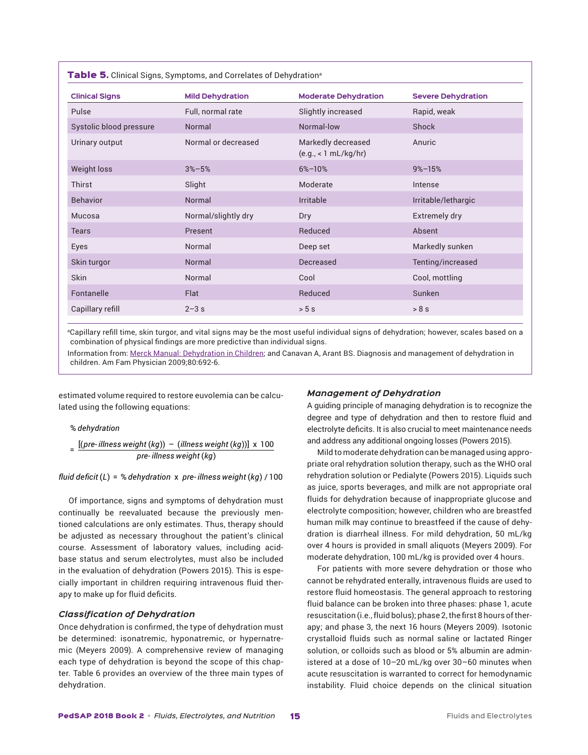**Table 5.** Clinical Signs, Symptoms, and Correlates of Dehydration[a]

| Clinical Signs | Mild Dehydration | Moderate Dehydration | Severe Dehydration |
|---|---|---|---|
| Pulse | Full, normal rate | Slightly increased | Rapid, weak |
| Systolic blood pressure | Normal | Normal-low | Shock |
| Urinary output | Normal or decreased | Markedly decreased (e.g., < 1 mL/kg/hr) | Anuric |
| Weight loss | 3%–5% | 6%–10% | 9%–15% |
| Thirst | Slight | Moderate | Intense |
| Behavior | Normal | Irritable | Irritable/lethargic |
| Mucosa | Normal/slightly dry | Dry | Extremely dry |
| Tears | Present | Reduced | Absent |
| Eyes | Normal | Deep set | Markedly sunken |
| Skin turgor | Normal | Decreased | Tenting/increased |
| Skin | Normal | Cool | Cool, mottling |
| Fontanelle | Flat | Reduced | Sunken |
| Capillary refill | 2–3 s | > 5 s | > 8 s |

[a]Capillary refill time, skin turgor, and vital signs may be the most useful individual signs of dehydration; however, scales based on a combination of physical findings are more predictive than individual signs.

Information from: Merck Manual: Dehydration in Children; and Canavan A, Arant BS. Diagnosis and management of dehydration in children. Am Fam Physician 2009;80:692-6.

estimated volume required to restore euvolemia can be calculated using the following equations:

$$\%\ dehydration = \frac{[(pre\text{-}illness\ weight\ (kg)) - (illness\ weight\ (kg))] \times 100}{pre\text{-}illness\ weight\ (kg)}$$

$$fluid\ deficit\ (L) = \%\ dehydration \times pre\text{-}illness\ weight\ (kg) / 100$$

Of importance, signs and symptoms of dehydration must continually be reevaluated because the previously mentioned calculations are only estimates. Thus, therapy should be adjusted as necessary throughout the patient's clinical course. Assessment of laboratory values, including acid-base status and serum electrolytes, must also be included in the evaluation of dehydration (Powers 2015). This is especially important in children requiring intravenous fluid therapy to make up for fluid deficits.

### *Classification of Dehydration*

Once dehydration is confirmed, the type of dehydration must be determined: isonatremic, hyponatremic, or hypernatremic (Meyers 2009). A comprehensive review of managing each type of dehydration is beyond the scope of this chapter. Table 6 provides an overview of the three main types of dehydration.

### *Management of Dehydration*

A guiding principle of managing dehydration is to recognize the degree and type of dehydration and then to restore fluid and electrolyte deficits. It is also crucial to meet maintenance needs and address any additional ongoing losses (Powers 2015).

Mild to moderate dehydration can be managed using appropriate oral rehydration solution therapy, such as the WHO oral rehydration solution or Pedialyte (Powers 2015). Liquids such as juice, sports beverages, and milk are not appropriate oral fluids for dehydration because of inappropriate glucose and electrolyte composition; however, children who are breastfed human milk may continue to breastfeed if the cause of dehydration is diarrheal illness. For mild dehydration, 50 mL/kg over 4 hours is provided in small aliquots (Meyers 2009). For moderate dehydration, 100 mL/kg is provided over 4 hours.

For patients with more severe dehydration or those who cannot be rehydrated enterally, intravenous fluids are used to restore fluid homeostasis. The general approach to restoring fluid balance can be broken into three phases: phase 1, acute resuscitation (i.e., fluid bolus); phase 2, the first 8 hours of therapy; and phase 3, the next 16 hours (Meyers 2009). Isotonic crystalloid fluids such as normal saline or lactated Ringer solution, or colloids such as blood or 5% albumin are administered at a dose of 10–20 mL/kg over 30–60 minutes when acute resuscitation is warranted to correct for hemodynamic instability. Fluid choice depends on the clinical situation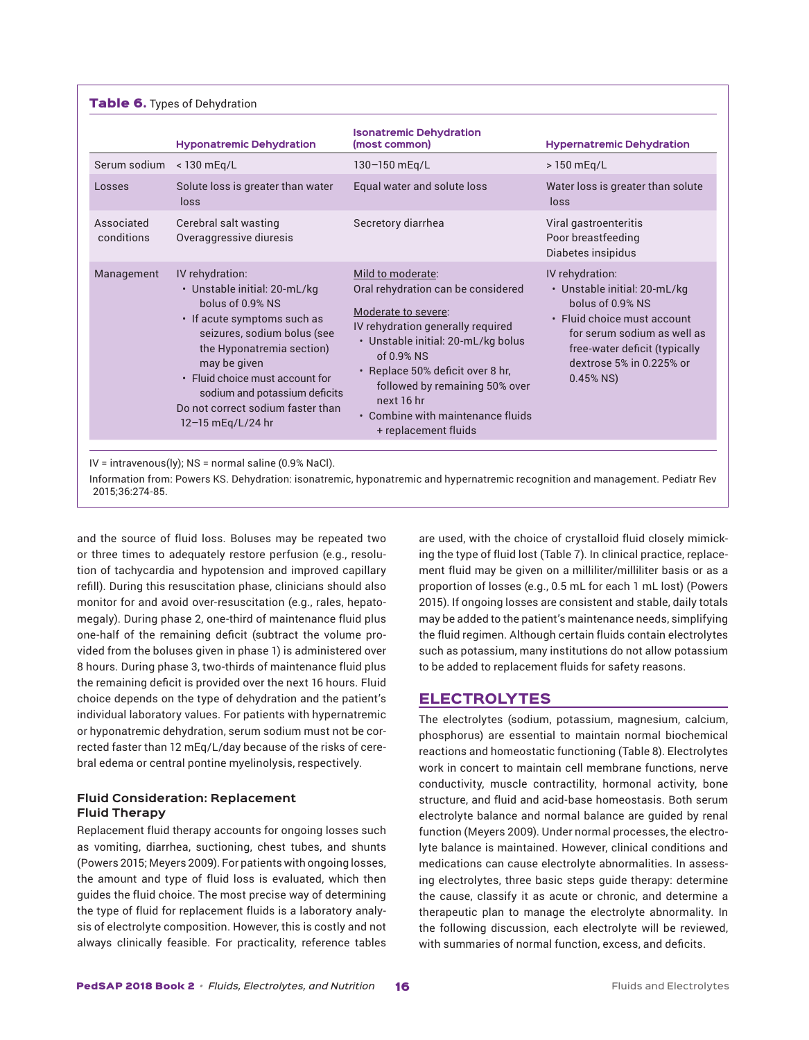**Table 6.** Types of Dehydration

| | Hyponatremic Dehydration | Isonatremic Dehydration (most common) | Hypernatremic Dehydration |
|---|---|---|---|
| Serum sodium | < 130 mEq/L | 130–150 mEq/L | > 150 mEq/L |
| Losses | Solute loss is greater than water loss | Equal water and solute loss | Water loss is greater than solute loss |
| Associated conditions | Cerebral salt wasting<br>Overaggressive diuresis | Secretory diarrhea | Viral gastroenteritis<br>Poor breastfeeding<br>Diabetes insipidus |
| Management | IV rehydration:<br>• Unstable initial: 20-mL/kg bolus of 0.9% NS<br>• If acute symptoms such as seizures, sodium bolus (see the Hyponatremia section) may be given<br>• Fluid choice must account for sodium and potassium deficits<br>Do not correct sodium faster than 12–15 mEq/L/24 hr | Mild to moderate:<br>Oral rehydration can be considered<br>Moderate to severe:<br>IV rehydration generally required<br>• Unstable initial: 20-mL/kg bolus of 0.9% NS<br>• Replace 50% deficit over 8 hr, followed by remaining 50% over next 16 hr<br>• Combine with maintenance fluids + replacement fluids | IV rehydration:<br>• Unstable initial: 20-mL/kg bolus of 0.9% NS<br>• Fluid choice must account for serum sodium as well as free-water deficit (typically dextrose 5% in 0.225% or 0.45% NS) |

IV = intravenous(ly); NS = normal saline (0.9% NaCl).

Information from: Powers KS. Dehydration: isonatremic, hyponatremic and hypernatremic recognition and management. Pediatr Rev 2015;36:274-85.

and the source of fluid loss. Boluses may be repeated two or three times to adequately restore perfusion (e.g., resolution of tachycardia and hypotension and improved capillary refill). During this resuscitation phase, clinicians should also monitor for and avoid over-resuscitation (e.g., rales, hepatomegaly). During phase 2, one-third of maintenance fluid plus one-half of the remaining deficit (subtract the volume provided from the boluses given in phase 1) is administered over 8 hours. During phase 3, two-thirds of maintenance fluid plus the remaining deficit is provided over the next 16 hours. Fluid choice depends on the type of dehydration and the patient's individual laboratory values. For patients with hypernatremic or hyponatremic dehydration, serum sodium must not be corrected faster than 12 mEq/L/day because of the risks of cerebral edema or central pontine myelinolysis, respectively.

### Fluid Consideration: Replacement Fluid Therapy

Replacement fluid therapy accounts for ongoing losses such as vomiting, diarrhea, suctioning, chest tubes, and shunts (Powers 2015; Meyers 2009). For patients with ongoing losses, the amount and type of fluid loss is evaluated, which then guides the fluid choice. The most precise way of determining the type of fluid for replacement fluids is a laboratory analysis of electrolyte composition. However, this is costly and not always clinically feasible. For practicality, reference tables are used, with the choice of crystalloid fluid closely mimicking the type of fluid lost (Table 7). In clinical practice, replacement fluid may be given on a milliliter/milliliter basis or as a proportion of losses (e.g., 0.5 mL for each 1 mL lost) (Powers 2015). If ongoing losses are consistent and stable, daily totals may be added to the patient's maintenance needs, simplifying the fluid regimen. Although certain fluids contain electrolytes such as potassium, many institutions do not allow potassium to be added to replacement fluids for safety reasons.

## ELECTROLYTES

The electrolytes (sodium, potassium, magnesium, calcium, phosphorus) are essential to maintain normal biochemical reactions and homeostatic functioning (Table 8). Electrolytes work in concert to maintain cell membrane functions, nerve conductivity, muscle contractility, hormonal activity, bone structure, and fluid and acid-base homeostasis. Both serum electrolyte balance and normal balance are guided by renal function (Meyers 2009). Under normal processes, the electrolyte balance is maintained. However, clinical conditions and medications can cause electrolyte abnormalities. In assessing electrolytes, three basic steps guide therapy: determine the cause, classify it as acute or chronic, and determine a therapeutic plan to manage the electrolyte abnormality. In the following discussion, each electrolyte will be reviewed, with summaries of normal function, excess, and deficits.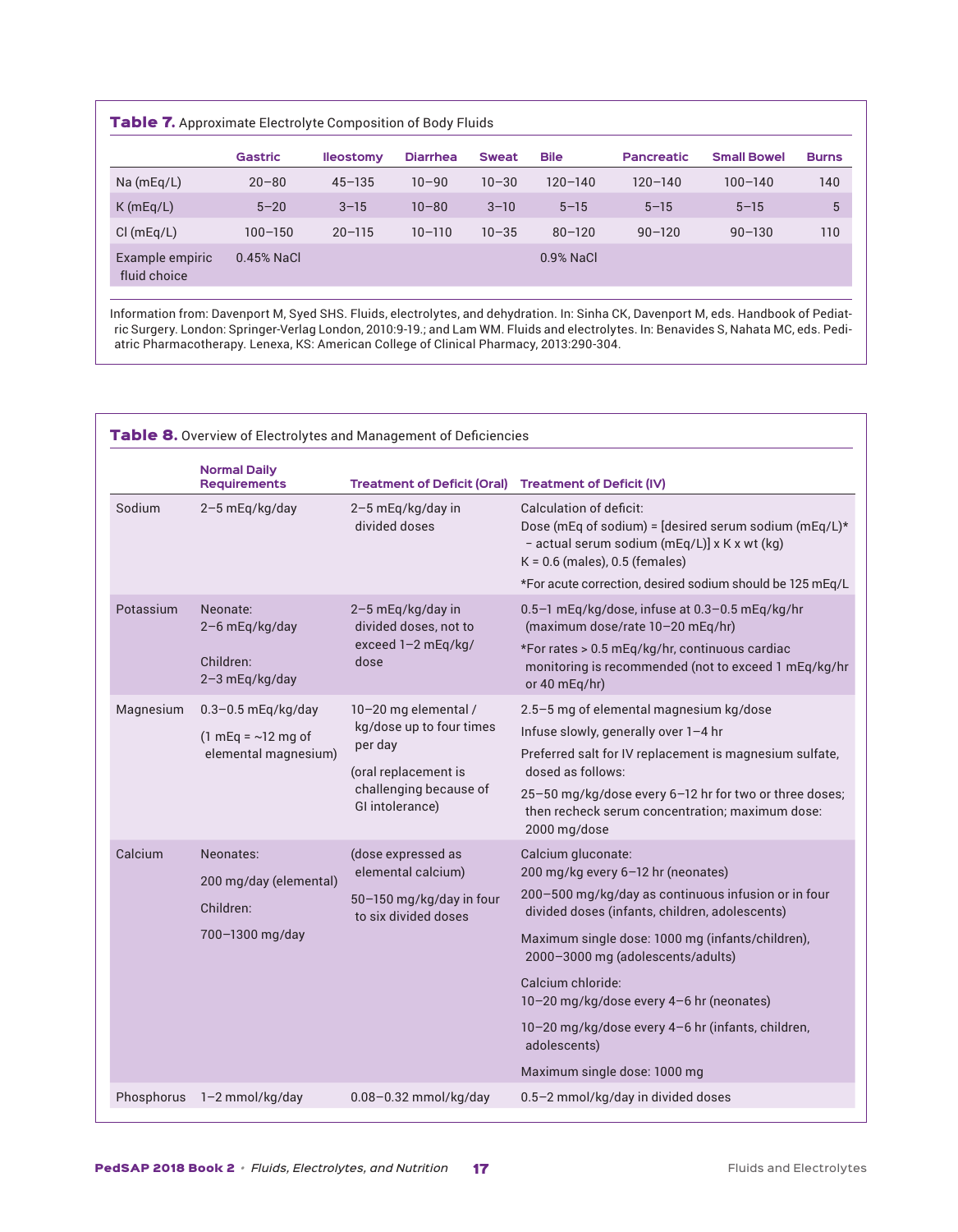**Table 7.** Approximate Electrolyte Composition of Body Fluids

| | Gastric | Ileostomy | Diarrhea | Sweat | Bile | Pancreatic | Small Bowel | Burns |
|---|---|---|---|---|---|---|---|---|
| Na (mEq/L) | 20–80 | 45–135 | 10–90 | 10–30 | 120–140 | 120–140 | 100–140 | 140 |
| K (mEq/L) | 5–20 | 3–15 | 10–80 | 3–10 | 5–15 | 5–15 | 5–15 | 5 |
| Cl (mEq/L) | 100–150 | 20–115 | 10–110 | 10–35 | 80–120 | 90–120 | 90–130 | 110 |
| Example empiric fluid choice | 0.45% NaCl | | | | 0.9% NaCl | | | |

Information from: Davenport M, Syed SHS. Fluids, electrolytes, and dehydration. In: Sinha CK, Davenport M, eds. Handbook of Pediatric Surgery. London: Springer-Verlag London, 2010:9-19.; and Lam WM. Fluids and electrolytes. In: Benavides S, Nahata MC, eds. Pediatric Pharmacotherapy. Lenexa, KS: American College of Clinical Pharmacy, 2013:290-304.

**Table 8.** Overview of Electrolytes and Management of Deficiencies

| | Normal Daily Requirements | Treatment of Deficit (Oral) | Treatment of Deficit (IV) |
|---|---|---|---|
| Sodium | 2–5 mEq/kg/day | 2–5 mEq/kg/day in divided doses | Calculation of deficit:<br>Dose (mEq of sodium) = [desired serum sodium (mEq/L)* – actual serum sodium (mEq/L)] x K x wt (kg)<br>K = 0.6 (males), 0.5 (females)<br>*For acute correction, desired sodium should be 125 mEq/L |
| Potassium | Neonate:<br>2–6 mEq/kg/day<br>Children:<br>2–3 mEq/kg/day | 2–5 mEq/kg/day in divided doses, not to exceed 1–2 mEq/kg/dose | 0.5–1 mEq/kg/dose, infuse at 0.3–0.5 mEq/kg/hr (maximum dose/rate 10–20 mEq/hr)<br>*For rates > 0.5 mEq/kg/hr, continuous cardiac monitoring is recommended (not to exceed 1 mEq/kg/hr or 40 mEq/hr) |
| Magnesium | 0.3–0.5 mEq/kg/day<br>(1 mEq = ~12 mg of elemental magnesium) | 10–20 mg elemental / kg/dose up to four times per day<br>(oral replacement is challenging because of GI intolerance) | 2.5–5 mg of elemental magnesium kg/dose<br>Infuse slowly, generally over 1–4 hr<br>Preferred salt for IV replacement is magnesium sulfate, dosed as follows:<br>25–50 mg/kg/dose every 6–12 hr for two or three doses; then recheck serum concentration; maximum dose: 2000 mg/dose |
| Calcium | Neonates:<br>200 mg/day (elemental)<br>Children:<br>700–1300 mg/day | (dose expressed as elemental calcium)<br>50–150 mg/kg/day in four to six divided doses | Calcium gluconate:<br>200 mg/kg every 6–12 hr (neonates)<br>200–500 mg/kg/day as continuous infusion or in four divided doses (infants, children, adolescents)<br>Maximum single dose: 1000 mg (infants/children), 2000–3000 mg (adolescents/adults)<br>Calcium chloride:<br>10–20 mg/kg/dose every 4–6 hr (neonates)<br>10–20 mg/kg/dose every 4–6 hr (infants, children, adolescents)<br>Maximum single dose: 1000 mg |
| Phosphorus | 1–2 mmol/kg/day | 0.08–0.32 mmol/kg/day | 0.5–2 mmol/kg/day in divided doses |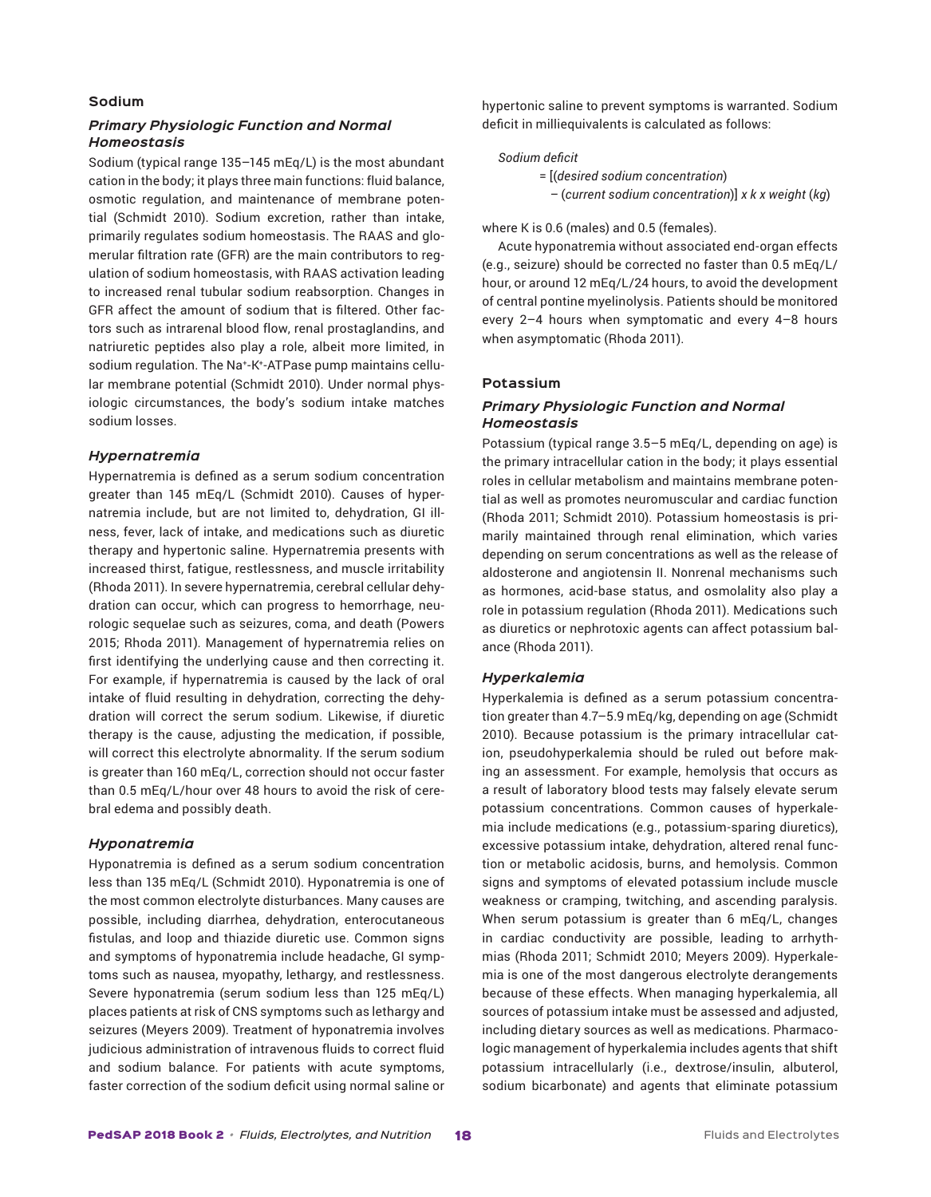### Sodium

#### Primary Physiologic Function and Normal Homeostasis

Sodium (typical range 135–145 mEq/L) is the most abundant cation in the body; it plays three main functions: fluid balance, osmotic regulation, and maintenance of membrane potential (Schmidt 2010). Sodium excretion, rather than intake, primarily regulates sodium homeostasis. The RAAS and glomerular filtration rate (GFR) are the main contributors to regulation of sodium homeostasis, with RAAS activation leading to increased renal tubular sodium reabsorption. Changes in GFR affect the amount of sodium that is filtered. Other factors such as intrarenal blood flow, renal prostaglandins, and natriuretic peptides also play a role, albeit more limited, in sodium regulation. The $Na^+$-$K^+$-ATPase pump maintains cellular membrane potential (Schmidt 2010). Under normal physiologic circumstances, the body's sodium intake matches sodium losses.

#### Hypernatremia

Hypernatremia is defined as a serum sodium concentration greater than 145 mEq/L (Schmidt 2010). Causes of hypernatremia include, but are not limited to, dehydration, GI illness, fever, lack of intake, and medications such as diuretic therapy and hypertonic saline. Hypernatremia presents with increased thirst, fatigue, restlessness, and muscle irritability (Rhoda 2011). In severe hypernatremia, cerebral cellular dehydration can occur, which can progress to hemorrhage, neurologic sequelae such as seizures, coma, and death (Powers 2015; Rhoda 2011). Management of hypernatremia relies on first identifying the underlying cause and then correcting it. For example, if hypernatremia is caused by the lack of oral intake of fluid resulting in dehydration, correcting the dehydration will correct the serum sodium. Likewise, if diuretic therapy is the cause, adjusting the medication, if possible, will correct this electrolyte abnormality. If the serum sodium is greater than 160 mEq/L, correction should not occur faster than 0.5 mEq/L/hour over 48 hours to avoid the risk of cerebral edema and possibly death.

#### Hyponatremia

Hyponatremia is defined as a serum sodium concentration less than 135 mEq/L (Schmidt 2010). Hyponatremia is one of the most common electrolyte disturbances. Many causes are possible, including diarrhea, dehydration, enterocutaneous fistulas, and loop and thiazide diuretic use. Common signs and symptoms of hyponatremia include headache, GI symptoms such as nausea, myopathy, lethargy, and restlessness. Severe hyponatremia (serum sodium less than 125 mEq/L) places patients at risk of CNS symptoms such as lethargy and seizures (Meyers 2009). Treatment of hyponatremia involves judicious administration of intravenous fluids to correct fluid and sodium balance. For patients with acute symptoms, faster correction of the sodium deficit using normal saline or hypertonic saline to prevent symptoms is warranted. Sodium deficit in milliequivalents is calculated as follows:

$$\text{Sodium deficit} = [(\text{desired sodium concentration}) - (\text{current sodium concentration})] \times k \times \text{weight (kg)}$$

where K is 0.6 (males) and 0.5 (females).

Acute hyponatremia without associated end-organ effects (e.g., seizure) should be corrected no faster than 0.5 mEq/L/hour, or around 12 mEq/L/24 hours, to avoid the development of central pontine myelinolysis. Patients should be monitored every 2–4 hours when symptomatic and every 4–8 hours when asymptomatic (Rhoda 2011).

### Potassium

#### Primary Physiologic Function and Normal Homeostasis

Potassium (typical range 3.5–5 mEq/L, depending on age) is the primary intracellular cation in the body; it plays essential roles in cellular metabolism and maintains membrane potential as well as promotes neuromuscular and cardiac function (Rhoda 2011; Schmidt 2010). Potassium homeostasis is primarily maintained through renal elimination, which varies depending on serum concentrations as well as the release of aldosterone and angiotensin II. Nonrenal mechanisms such as hormones, acid-base status, and osmolality also play a role in potassium regulation (Rhoda 2011). Medications such as diuretics or nephrotoxic agents can affect potassium balance (Rhoda 2011).

#### Hyperkalemia

Hyperkalemia is defined as a serum potassium concentration greater than 4.7–5.9 mEq/kg, depending on age (Schmidt 2010). Because potassium is the primary intracellular cation, pseudohyperkalemia should be ruled out before making an assessment. For example, hemolysis that occurs as a result of laboratory blood tests may falsely elevate serum potassium concentrations. Common causes of hyperkalemia include medications (e.g., potassium-sparing diuretics), excessive potassium intake, dehydration, altered renal function or metabolic acidosis, burns, and hemolysis. Common signs and symptoms of elevated potassium include muscle weakness or cramping, twitching, and ascending paralysis. When serum potassium is greater than 6 mEq/L, changes in cardiac conductivity are possible, leading to arrhythmias (Rhoda 2011; Schmidt 2010; Meyers 2009). Hyperkalemia is one of the most dangerous electrolyte derangements because of these effects. When managing hyperkalemia, all sources of potassium intake must be assessed and adjusted, including dietary sources as well as medications. Pharmacologic management of hyperkalemia includes agents that shift potassium intracellularly (i.e., dextrose/insulin, albuterol, sodium bicarbonate) and agents that eliminate potassium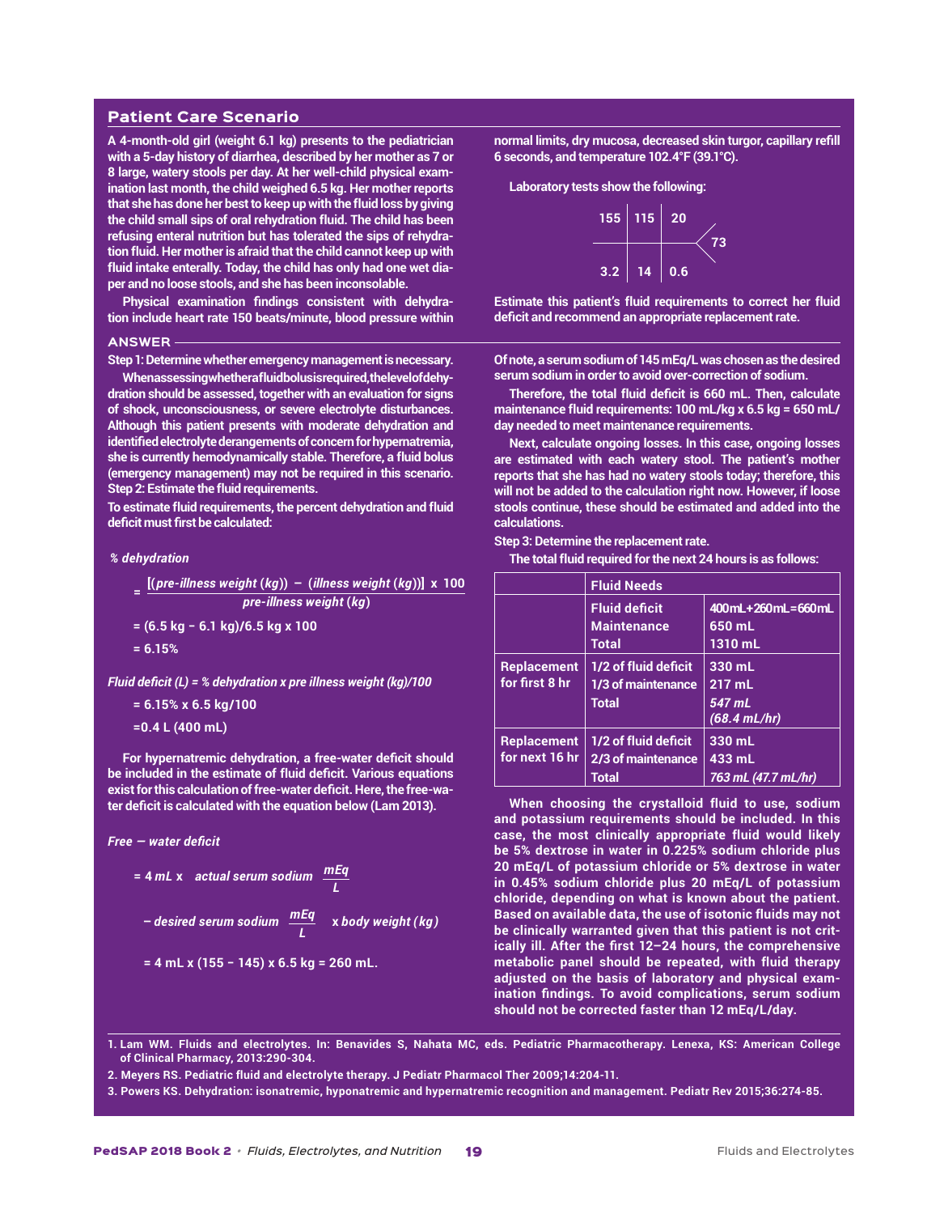## Patient Care Scenario

**A 4-month-old girl (weight 6.1 kg) presents to the pediatrician with a 5-day history of diarrhea, described by her mother as 7 or 8 large, watery stools per day. At her well-child physical examination last month, the child weighed 6.5 kg. Her mother reports that she has done her best to keep up with the fluid loss by giving the child small sips of oral rehydration fluid. The child has been refusing enteral nutrition but has tolerated the sips of rehydration fluid. Her mother is afraid that the child cannot keep up with fluid intake enterally. Today, the child has only had one wet diaper and no loose stools, and she has been inconsolable.**

**Physical examination findings consistent with dehydration include heart rate 150 beats/minute, blood pressure within normal limits, dry mucosa, decreased skin turgor, capillary refill 6 seconds, and temperature 102.4°F (39.1°C).**

**Laboratory tests show the following:**

| 155 | 115 | 20 | |
|---|---|---|---|
| | | | 73 |
| 3.2 | 14 | 0.6 | |

**Estimate this patient's fluid requirements to correct her fluid deficit and recommend an appropriate replacement rate.**

### ANSWER

**Step 1: Determine whether emergency management is necessary.**

When assessing whether a fluid bolus is required, the level of dehydration should be assessed, together with an evaluation for signs of shock, unconsciousness, or severe electrolyte disturbances. Although this patient presents with moderate dehydration and identified electrolyte derangements of concern for hypernatremia, she is currently hemodynamically stable. Therefore, a fluid bolus (emergency management) may not be required in this scenario.

**Step 2: Estimate the fluid requirements.**

To estimate fluid requirements, the percent dehydration and fluid deficit must first be calculated:

*% dehydration*

$$= \frac{[(\textit{pre-illness weight}\ (kg)) - (\textit{illness weight}\ (kg))] \times 100}{\textit{pre-illness weight}\ (kg)}$$

$$= (6.5\ \text{kg} - 6.1\ \text{kg})/6.5\ \text{kg} \times 100$$

$$= 6.15\%$$

*Fluid deficit (L) = % dehydration x pre illness weight (kg)/100*

$$= 6.15\% \times 6.5\ \text{kg}/100$$

$$= 0.4\ \text{L}\ (400\ \text{mL})$$

For hypernatremic dehydration, a free-water deficit should be included in the estimate of fluid deficit. Various equations exist for this calculation of free-water deficit. Here, the free-water deficit is calculated with the equation below (Lam 2013).

*Free — water deficit*

$$= 4\ \text{mL} \times \left(\textit{actual serum sodium}\ \frac{mEq}{L} - \textit{desired serum sodium}\ \frac{mEq}{L}\right) \times \textit{body weight}\ (kg)$$

$$= 4\ \text{mL} \times (155 - 145) \times 6.5\ \text{kg} = 260\ \text{mL}.$$

Of note, a serum sodium of 145 mEq/L was chosen as the desired serum sodium in order to avoid over-correction of sodium.

Therefore, the total fluid deficit is 660 mL. Then, calculate maintenance fluid requirements: 100 mL/kg x 6.5 kg = 650 mL/day needed to meet maintenance requirements.

Next, calculate ongoing losses. In this case, ongoing losses are estimated with each watery stool. The patient's mother reports that she has had no watery stools today; therefore, this will not be added to the calculation right now. However, if loose stools continue, these should be estimated and added into the calculations.

**Step 3: Determine the replacement rate.**

The total fluid required for the next 24 hours is as follows:

| | Fluid Needs | |
|---|---|---|
| | Fluid deficit<br>Maintenance<br>Total | 400mL+260mL=660mL<br>650 mL<br>1310 mL |
| Replacement for first 8 hr | 1/2 of fluid deficit<br>1/3 of maintenance<br>Total | 330 mL<br>217 mL<br>*547 mL (68.4 mL/hr)* |
| Replacement for next 16 hr | 1/2 of fluid deficit<br>2/3 of maintenance<br>Total | 330 mL<br>433 mL<br>*763 mL (47.7 mL/hr)* |

When choosing the crystalloid fluid to use, sodium and potassium requirements should be included. In this case, the most clinically appropriate fluid would likely be 5% dextrose in water in 0.225% sodium chloride plus 20 mEq/L of potassium chloride or 5% dextrose in water in 0.45% sodium chloride plus 20 mEq/L of potassium chloride, depending on what is known about the patient. Based on available data, the use of isotonic fluids may not be clinically warranted given that this patient is not critically ill. After the first 12–24 hours, the comprehensive metabolic panel should be repeated, with fluid therapy adjusted on the basis of laboratory and physical examination findings. To avoid complications, serum sodium should not be corrected faster than 12 mEq/L/day.

1. Lam WM. Fluids and electrolytes. In: Benavides S, Nahata MC, eds. Pediatric Pharmacotherapy. Lenexa, KS: American College of Clinical Pharmacy, 2013:290-304.
2. Meyers RS. Pediatric fluid and electrolyte therapy. J Pediatr Pharmacol Ther 2009;14:204-11.
3. Powers KS. Dehydration: isonatremic, hyponatremic and hypernatremic recognition and management. Pediatr Rev 2015;36:274-85.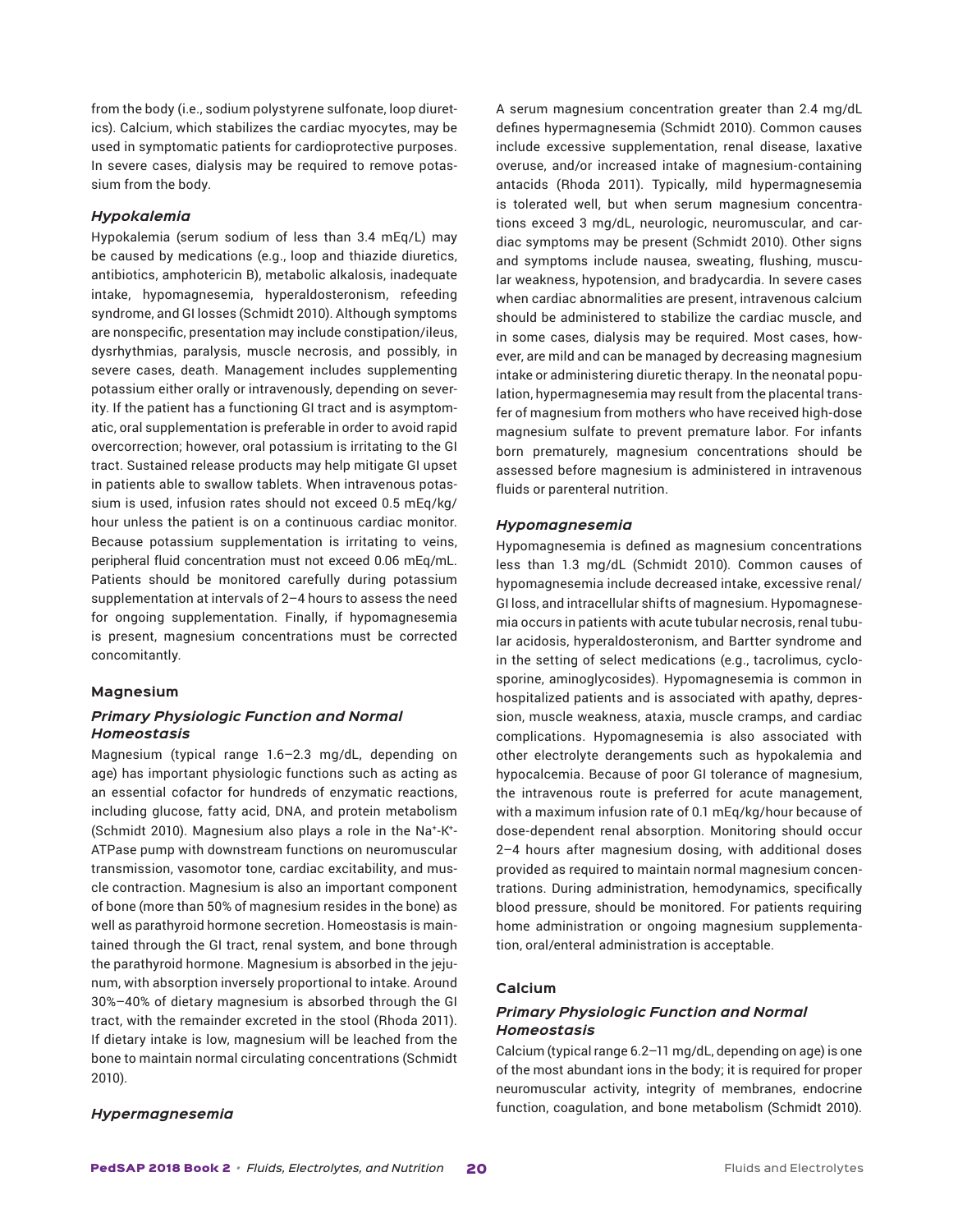from the body (i.e., sodium polystyrene sulfonate, loop diuretics). Calcium, which stabilizes the cardiac myocytes, may be used in symptomatic patients for cardioprotective purposes. In severe cases, dialysis may be required to remove potassium from the body.

#### *Hypokalemia*

Hypokalemia (serum sodium of less than 3.4 mEq/L) may be caused by medications (e.g., loop and thiazide diuretics, antibiotics, amphotericin B), metabolic alkalosis, inadequate intake, hypomagnesemia, hyperaldosteronism, refeeding syndrome, and GI losses (Schmidt 2010). Although symptoms are nonspecific, presentation may include constipation/ileus, dysrhythmias, paralysis, muscle necrosis, and possibly, in severe cases, death. Management includes supplementing potassium either orally or intravenously, depending on severity. If the patient has a functioning GI tract and is asymptomatic, oral supplementation is preferable in order to avoid rapid overcorrection; however, oral potassium is irritating to the GI tract. Sustained release products may help mitigate GI upset in patients able to swallow tablets. When intravenous potassium is used, infusion rates should not exceed 0.5 mEq/kg/hour unless the patient is on a continuous cardiac monitor. Because potassium supplementation is irritating to veins, peripheral fluid concentration must not exceed 0.06 mEq/mL. Patients should be monitored carefully during potassium supplementation at intervals of 2–4 hours to assess the need for ongoing supplementation. Finally, if hypomagnesemia is present, magnesium concentrations must be corrected concomitantly.

### Magnesium

#### *Primary Physiologic Function and Normal Homeostasis*

Magnesium (typical range 1.6–2.3 mg/dL, depending on age) has important physiologic functions such as acting as an essential cofactor for hundreds of enzymatic reactions, including glucose, fatty acid, DNA, and protein metabolism (Schmidt 2010). Magnesium also plays a role in the $Na^+$-$K^+$-ATPase pump with downstream functions on neuromuscular transmission, vasomotor tone, cardiac excitability, and muscle contraction. Magnesium is also an important component of bone (more than 50% of magnesium resides in the bone) as well as parathyroid hormone secretion. Homeostasis is maintained through the GI tract, renal system, and bone through the parathyroid hormone. Magnesium is absorbed in the jejunum, with absorption inversely proportional to intake. Around 30%–40% of dietary magnesium is absorbed through the GI tract, with the remainder excreted in the stool (Rhoda 2011). If dietary intake is low, magnesium will be leached from the bone to maintain normal circulating concentrations (Schmidt 2010).

#### *Hypermagnesemia*

A serum magnesium concentration greater than 2.4 mg/dL defines hypermagnesemia (Schmidt 2010). Common causes include excessive supplementation, renal disease, laxative overuse, and/or increased intake of magnesium-containing antacids (Rhoda 2011). Typically, mild hypermagnesemia is tolerated well, but when serum magnesium concentrations exceed 3 mg/dL, neurologic, neuromuscular, and cardiac symptoms may be present (Schmidt 2010). Other signs and symptoms include nausea, sweating, flushing, muscular weakness, hypotension, and bradycardia. In severe cases when cardiac abnormalities are present, intravenous calcium should be administered to stabilize the cardiac muscle, and in some cases, dialysis may be required. Most cases, however, are mild and can be managed by decreasing magnesium intake or administering diuretic therapy. In the neonatal population, hypermagnesemia may result from the placental transfer of magnesium from mothers who have received high-dose magnesium sulfate to prevent premature labor. For infants born prematurely, magnesium concentrations should be assessed before magnesium is administered in intravenous fluids or parenteral nutrition.

#### *Hypomagnesemia*

Hypomagnesemia is defined as magnesium concentrations less than 1.3 mg/dL (Schmidt 2010). Common causes of hypomagnesemia include decreased intake, excessive renal/GI loss, and intracellular shifts of magnesium. Hypomagnesemia occurs in patients with acute tubular necrosis, renal tubular acidosis, hyperaldosteronism, and Bartter syndrome and in the setting of select medications (e.g., tacrolimus, cyclosporine, aminoglycosides). Hypomagnesemia is common in hospitalized patients and is associated with apathy, depression, muscle weakness, ataxia, muscle cramps, and cardiac complications. Hypomagnesemia is also associated with other electrolyte derangements such as hypokalemia and hypocalcemia. Because of poor GI tolerance of magnesium, the intravenous route is preferred for acute management, with a maximum infusion rate of 0.1 mEq/kg/hour because of dose-dependent renal absorption. Monitoring should occur 2–4 hours after magnesium dosing, with additional doses provided as required to maintain normal magnesium concentrations. During administration, hemodynamics, specifically blood pressure, should be monitored. For patients requiring home administration or ongoing magnesium supplementation, oral/enteral administration is acceptable.

### Calcium

#### *Primary Physiologic Function and Normal Homeostasis*

Calcium (typical range 6.2–11 mg/dL, depending on age) is one of the most abundant ions in the body; it is required for proper neuromuscular activity, integrity of membranes, endocrine function, coagulation, and bone metabolism (Schmidt 2010).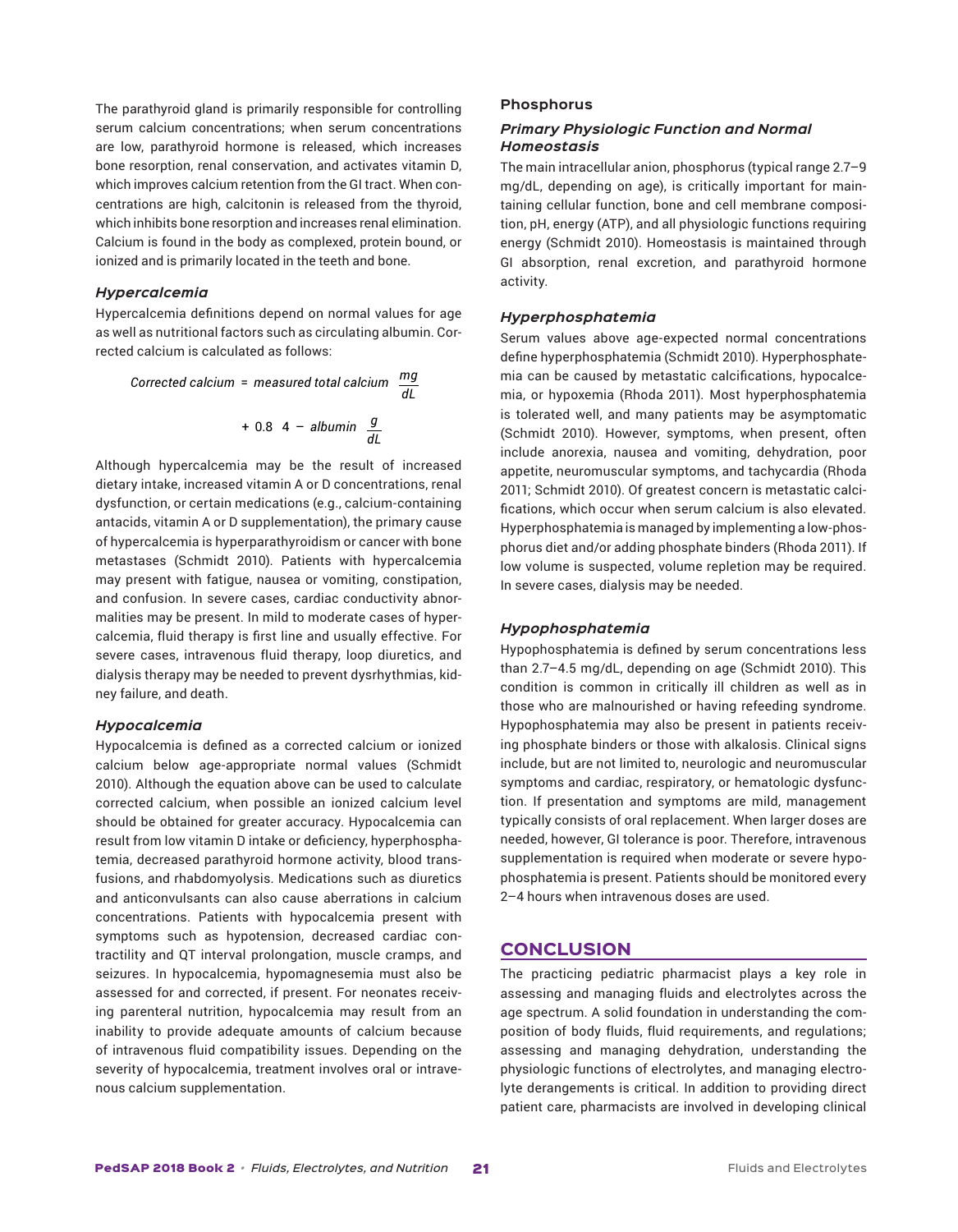The parathyroid gland is primarily responsible for controlling serum calcium concentrations; when serum concentrations are low, parathyroid hormone is released, which increases bone resorption, renal conservation, and activates vitamin D, which improves calcium retention from the GI tract. When concentrations are high, calcitonin is released from the thyroid, which inhibits bone resorption and increases renal elimination. Calcium is found in the body as complexed, protein bound, or ionized and is primarily located in the teeth and bone.

### *Hypercalcemia*

Hypercalcemia definitions depend on normal values for age as well as nutritional factors such as circulating albumin. Corrected calcium is calculated as follows:

$$Corrected\ calcium = measured\ total\ calcium\ \frac{mg}{dL} + 0.8\ \ 4 - albumin\ \frac{g}{dL}$$

Although hypercalcemia may be the result of increased dietary intake, increased vitamin A or D concentrations, renal dysfunction, or certain medications (e.g., calcium-containing antacids, vitamin A or D supplementation), the primary cause of hypercalcemia is hyperparathyroidism or cancer with bone metastases (Schmidt 2010). Patients with hypercalcemia may present with fatigue, nausea or vomiting, constipation, and confusion. In severe cases, cardiac conductivity abnormalities may be present. In mild to moderate cases of hypercalcemia, fluid therapy is first line and usually effective. For severe cases, intravenous fluid therapy, loop diuretics, and dialysis therapy may be needed to prevent dysrhythmias, kidney failure, and death.

### *Hypocalcemia*

Hypocalcemia is defined as a corrected calcium or ionized calcium below age-appropriate normal values (Schmidt 2010). Although the equation above can be used to calculate corrected calcium, when possible an ionized calcium level should be obtained for greater accuracy. Hypocalcemia can result from low vitamin D intake or deficiency, hyperphosphatemia, decreased parathyroid hormone activity, blood transfusions, and rhabdomyolysis. Medications such as diuretics and anticonvulsants can also cause aberrations in calcium concentrations. Patients with hypocalcemia present with symptoms such as hypotension, decreased cardiac contractility and QT interval prolongation, muscle cramps, and seizures. In hypocalcemia, hypomagnesemia must also be assessed for and corrected, if present. For neonates receiving parenteral nutrition, hypocalcemia may result from an inability to provide adequate amounts of calcium because of intravenous fluid compatibility issues. Depending on the severity of hypocalcemia, treatment involves oral or intravenous calcium supplementation.

## Phosphorus

### *Primary Physiologic Function and Normal Homeostasis*

The main intracellular anion, phosphorus (typical range 2.7–9 mg/dL, depending on age), is critically important for maintaining cellular function, bone and cell membrane composition, pH, energy (ATP), and all physiologic functions requiring energy (Schmidt 2010). Homeostasis is maintained through GI absorption, renal excretion, and parathyroid hormone activity.

### *Hyperphosphatemia*

Serum values above age-expected normal concentrations define hyperphosphatemia (Schmidt 2010). Hyperphosphatemia can be caused by metastatic calcifications, hypocalcemia, or hypoxemia (Rhoda 2011). Most hyperphosphatemia is tolerated well, and many patients may be asymptomatic (Schmidt 2010). However, symptoms, when present, often include anorexia, nausea and vomiting, dehydration, poor appetite, neuromuscular symptoms, and tachycardia (Rhoda 2011; Schmidt 2010). Of greatest concern is metastatic calcifications, which occur when serum calcium is also elevated. Hyperphosphatemia is managed by implementing a low-phosphorus diet and/or adding phosphate binders (Rhoda 2011). If low volume is suspected, volume repletion may be required. In severe cases, dialysis may be needed.

### *Hypophosphatemia*

Hypophosphatemia is defined by serum concentrations less than 2.7–4.5 mg/dL, depending on age (Schmidt 2010). This condition is common in critically ill children as well as in those who are malnourished or having refeeding syndrome. Hypophosphatemia may also be present in patients receiving phosphate binders or those with alkalosis. Clinical signs include, but are not limited to, neurologic and neuromuscular symptoms and cardiac, respiratory, or hematologic dysfunction. If presentation and symptoms are mild, management typically consists of oral replacement. When larger doses are needed, however, GI tolerance is poor. Therefore, intravenous supplementation is required when moderate or severe hypophosphatemia is present. Patients should be monitored every 2–4 hours when intravenous doses are used.

## CONCLUSION

The practicing pediatric pharmacist plays a key role in assessing and managing fluids and electrolytes across the age spectrum. A solid foundation in understanding the composition of body fluids, fluid requirements, and regulations; assessing and managing dehydration, understanding the physiologic functions of electrolytes, and managing electrolyte derangements is critical. In addition to providing direct patient care, pharmacists are involved in developing clinical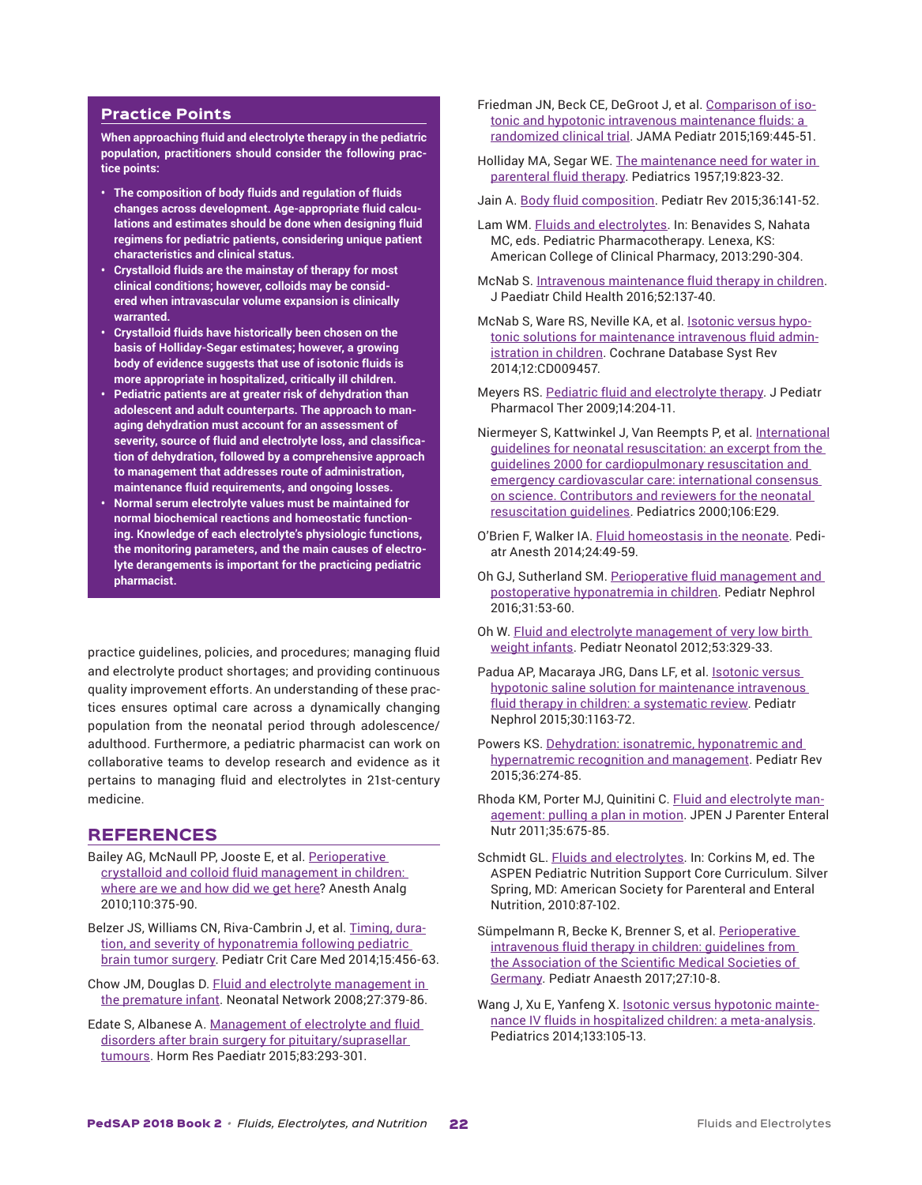## Practice Points

**When approaching fluid and electrolyte therapy in the pediatric population, practitioners should consider the following practice points:**

- **The composition of body fluids and regulation of fluids changes across development. Age-appropriate fluid calculations and estimates should be done when designing fluid regimens for pediatric patients, considering unique patient characteristics and clinical status.**
- **Crystalloid fluids are the mainstay of therapy for most clinical conditions; however, colloids may be considered when intravascular volume expansion is clinically warranted.**
- **Crystalloid fluids have historically been chosen on the basis of Holliday-Segar estimates; however, a growing body of evidence suggests that use of isotonic fluids is more appropriate in hospitalized, critically ill children.**
- **Pediatric patients are at greater risk of dehydration than adolescent and adult counterparts. The approach to managing dehydration must account for an assessment of severity, source of fluid and electrolyte loss, and classification of dehydration, followed by a comprehensive approach to management that addresses route of administration, maintenance fluid requirements, and ongoing losses.**
- **Normal serum electrolyte values must be maintained for normal biochemical reactions and homeostatic functioning. Knowledge of each electrolyte's physiologic functions, the monitoring parameters, and the main causes of electrolyte derangements is important for the practicing pediatric pharmacist.**

practice guidelines, policies, and procedures; managing fluid and electrolyte product shortages; and providing continuous quality improvement efforts. An understanding of these practices ensures optimal care across a dynamically changing population from the neonatal period through adolescence/adulthood. Furthermore, a pediatric pharmacist can work on collaborative teams to develop research and evidence as it pertains to managing fluid and electrolytes in 21st-century medicine.

## REFERENCES

Bailey AG, McNaull PP, Jooste E, et al. Perioperative crystalloid and colloid fluid management in children: where are we and how did we get here? Anesth Analg 2010;110:375-90.

Belzer JS, Williams CN, Riva-Cambrin J, et al. Timing, duration, and severity of hyponatremia following pediatric brain tumor surgery. Pediatr Crit Care Med 2014;15:456-63.

Chow JM, Douglas D. Fluid and electrolyte management in the premature infant. Neonatal Network 2008;27:379-86.

Edate S, Albanese A. Management of electrolyte and fluid disorders after brain surgery for pituitary/suprasellar tumours. Horm Res Paediatr 2015;83:293-301.

Friedman JN, Beck CE, DeGroot J, et al. Comparison of isotonic and hypotonic intravenous maintenance fluids: a randomized clinical trial. JAMA Pediatr 2015;169:445-51.

Holliday MA, Segar WE. The maintenance need for water in parenteral fluid therapy. Pediatrics 1957;19:823-32.

Jain A. Body fluid composition. Pediatr Rev 2015;36:141-52.

Lam WM. Fluids and electrolytes. In: Benavides S, Nahata MC, eds. Pediatric Pharmacotherapy. Lenexa, KS: American College of Clinical Pharmacy, 2013:290-304.

McNab S. Intravenous maintenance fluid therapy in children. J Paediatr Child Health 2016;52:137-40.

McNab S, Ware RS, Neville KA, et al. Isotonic versus hypotonic solutions for maintenance intravenous fluid administration in children. Cochrane Database Syst Rev 2014;12:CD009457.

Meyers RS. Pediatric fluid and electrolyte therapy. J Pediatr Pharmacol Ther 2009;14:204-11.

Niermeyer S, Kattwinkel J, Van Reempts P, et al. International guidelines for neonatal resuscitation: an excerpt from the guidelines 2000 for cardiopulmonary resuscitation and emergency cardiovascular care: international consensus on science. Contributors and reviewers for the neonatal resuscitation guidelines. Pediatrics 2000;106:E29.

O'Brien F, Walker IA. Fluid homeostasis in the neonate. Pediatr Anesth 2014;24:49-59.

Oh GJ, Sutherland SM. Perioperative fluid management and postoperative hyponatremia in children. Pediatr Nephrol 2016;31:53-60.

Oh W. Fluid and electrolyte management of very low birth weight infants. Pediatr Neonatol 2012;53:329-33.

Padua AP, Macaraya JRG, Dans LF, et al. Isotonic versus hypotonic saline solution for maintenance intravenous fluid therapy in children: a systematic review. Pediatr Nephrol 2015;30:1163-72.

Powers KS. Dehydration: isonatremic, hyponatremic and hypernatremic recognition and management. Pediatr Rev 2015;36:274-85.

Rhoda KM, Porter MJ, Quinitini C. Fluid and electrolyte management: pulling a plan in motion. JPEN J Parenter Enteral Nutr 2011;35:675-85.

Schmidt GL. Fluids and electrolytes. In: Corkins M, ed. The ASPEN Pediatric Nutrition Support Core Curriculum. Silver Spring, MD: American Society for Parenteral and Enteral Nutrition, 2010:87-102.

Sümpelmann R, Becke K, Brenner S, et al. Perioperative intravenous fluid therapy in children: guidelines from the Association of the Scientific Medical Societies of Germany. Pediatr Anaesth 2017;27:10-8.

Wang J, Xu E, Yanfeng X. Isotonic versus hypotonic maintenance IV fluids in hospitalized children: a meta-analysis. Pediatrics 2014;133:105-13.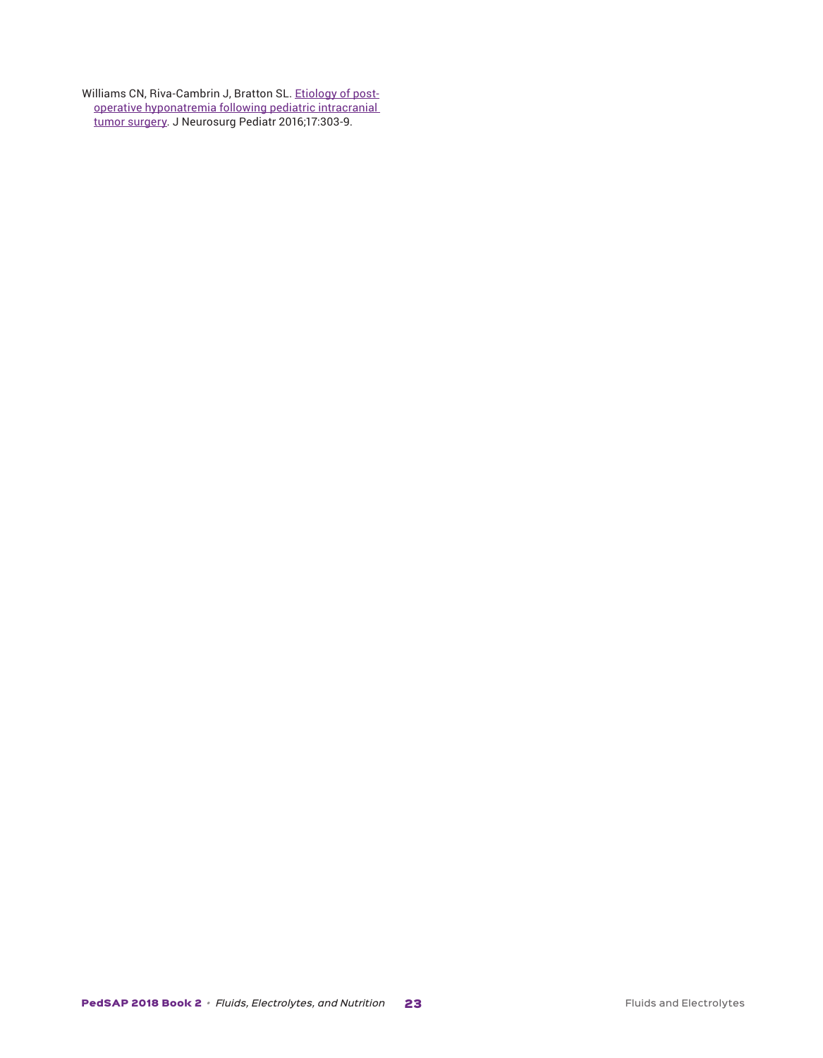Williams CN, Riva-Cambrin J, Bratton SL. Etiology of post-operative hyponatremia following pediatric intracranial tumor surgery. J Neurosurg Pediatr 2016;17:303-9.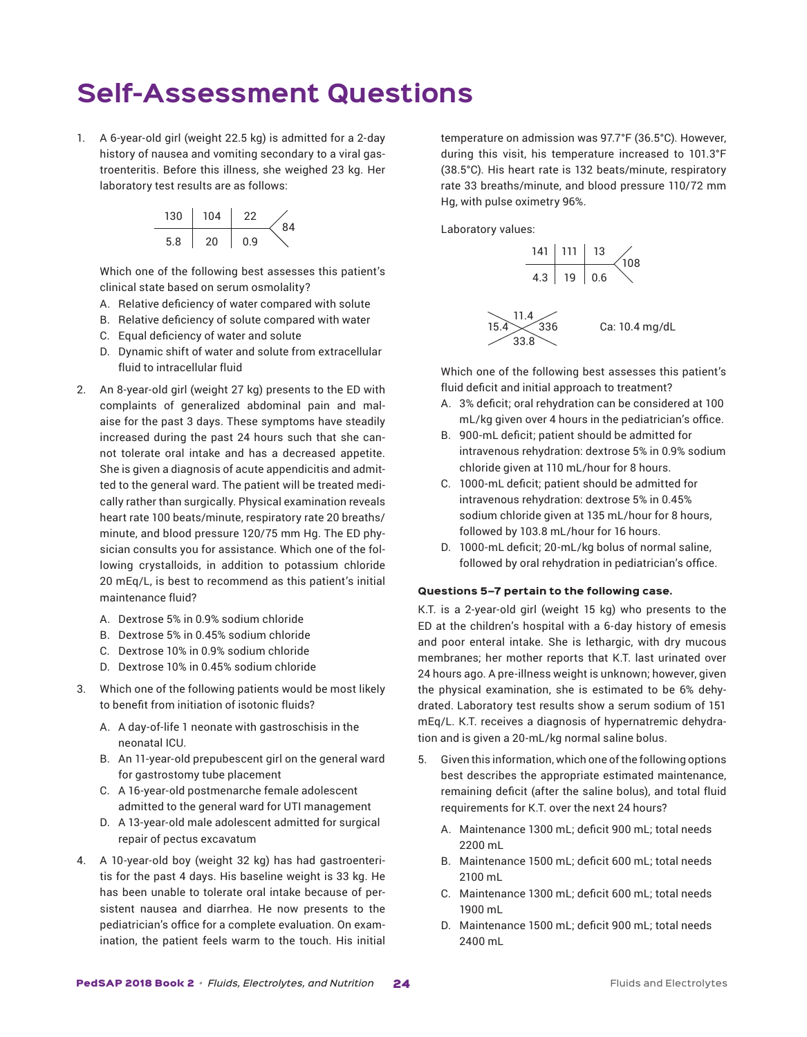# Self-Assessment Questions

1. A 6-year-old girl (weight 22.5 kg) is admitted for a 2-day history of nausea and vomiting secondary to a viral gastroenteritis. Before this illness, she weighed 23 kg. Her laboratory test results are as follows:

| 130 | 104 | 22 | 84 |
|---|---|---|---|
| 5.8 | 20 | 0.9 | |

   Which one of the following best assesses this patient's clinical state based on serum osmolality?

   A. Relative deficiency of water compared with solute
   B. Relative deficiency of solute compared with water
   C. Equal deficiency of water and solute
   D. Dynamic shift of water and solute from extracellular fluid to intracellular fluid

2. An 8-year-old girl (weight 27 kg) presents to the ED with complaints of generalized abdominal pain and malaise for the past 3 days. These symptoms have steadily increased during the past 24 hours such that she cannot tolerate oral intake and has a decreased appetite. She is given a diagnosis of acute appendicitis and admitted to the general ward. The patient will be treated medically rather than surgically. Physical examination reveals heart rate 100 beats/minute, respiratory rate 20 breaths/minute, and blood pressure 120/75 mm Hg. The ED physician consults you for assistance. Which one of the following crystalloids, in addition to potassium chloride 20 mEq/L, is best to recommend as this patient's initial maintenance fluid?

   A. Dextrose 5% in 0.9% sodium chloride
   B. Dextrose 5% in 0.45% sodium chloride
   C. Dextrose 10% in 0.9% sodium chloride
   D. Dextrose 10% in 0.45% sodium chloride

3. Which one of the following patients would be most likely to benefit from initiation of isotonic fluids?

   A. A day-of-life 1 neonate with gastroschisis in the neonatal ICU.
   B. An 11-year-old prepubescent girl on the general ward for gastrostomy tube placement
   C. A 16-year-old postmenarche female adolescent admitted to the general ward for UTI management
   D. A 13-year-old male adolescent admitted for surgical repair of pectus excavatum

4. A 10-year-old boy (weight 32 kg) has had gastroenteritis for the past 4 days. His baseline weight is 33 kg. He has been unable to tolerate oral intake because of persistent nausea and diarrhea. He now presents to the pediatrician's office for a complete evaluation. On examination, the patient feels warm to the touch. His initial temperature on admission was 97.7°F (36.5°C). However, during this visit, his temperature increased to 101.3°F (38.5°C). His heart rate is 132 beats/minute, respiratory rate 33 breaths/minute, and blood pressure 110/72 mm Hg, with pulse oximetry 96%.

   Laboratory values:

| 141 | 111 | 13 | 108 |
|---|---|---|---|
| 4.3 | 19 | 0.6 | |

   Hgb 11.4; WBC 15.4; Plt 336; Hct 33.8

   Ca: 10.4 mg/dL

   Which one of the following best assesses this patient's fluid deficit and initial approach to treatment?

   A. 3% deficit; oral rehydration can be considered at 100 mL/kg given over 4 hours in the pediatrician's office.
   B. 900-mL deficit; patient should be admitted for intravenous rehydration: dextrose 5% in 0.9% sodium chloride given at 110 mL/hour for 8 hours.
   C. 1000-mL deficit; patient should be admitted for intravenous rehydration: dextrose 5% in 0.45% sodium chloride given at 135 mL/hour for 8 hours, followed by 103.8 mL/hour for 16 hours.
   D. 1000-mL deficit; 20-mL/kg bolus of normal saline, followed by oral rehydration in pediatrician's office.

**Questions 5–7 pertain to the following case.**

K.T. is a 2-year-old girl (weight 15 kg) who presents to the ED at the children's hospital with a 6-day history of emesis and poor enteral intake. She is lethargic, with dry mucous membranes; her mother reports that K.T. last urinated over 24 hours ago. A pre-illness weight is unknown; however, given the physical examination, she is estimated to be 6% dehydrated. Laboratory test results show a serum sodium of 151 mEq/L. K.T. receives a diagnosis of hypernatremic dehydration and is given a 20-mL/kg normal saline bolus.

5. Given this information, which one of the following options best describes the appropriate estimated maintenance, remaining deficit (after the saline bolus), and total fluid requirements for K.T. over the next 24 hours?

   A. Maintenance 1300 mL; deficit 900 mL; total needs 2200 mL
   B. Maintenance 1500 mL; deficit 600 mL; total needs 2100 mL
   C. Maintenance 1300 mL; deficit 600 mL; total needs 1900 mL
   D. Maintenance 1500 mL; deficit 900 mL; total needs 2400 mL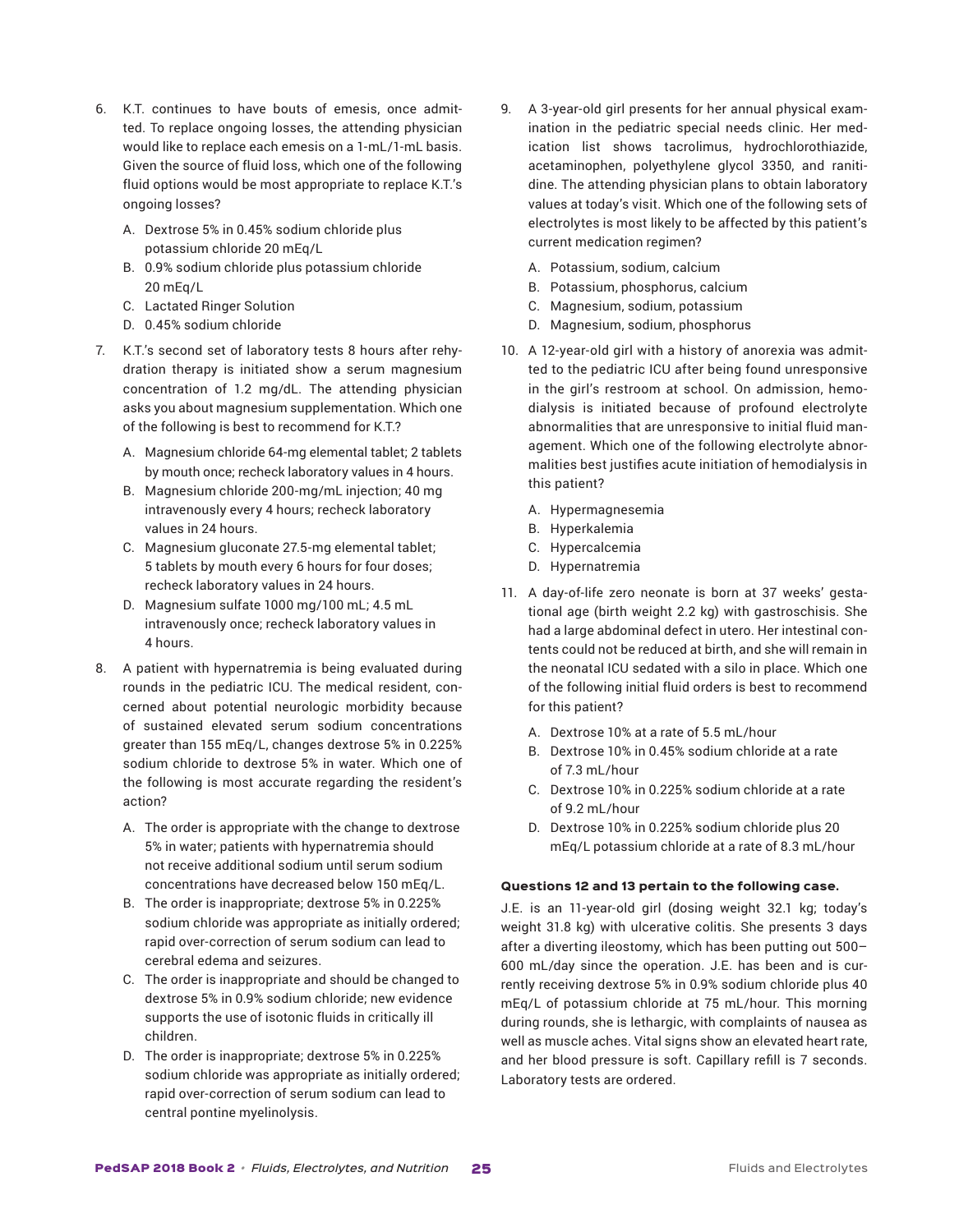6. K.T. continues to have bouts of emesis, once admitted. To replace ongoing losses, the attending physician would like to replace each emesis on a 1-mL/1-mL basis. Given the source of fluid loss, which one of the following fluid options would be most appropriate to replace K.T.'s ongoing losses?

   A. Dextrose 5% in 0.45% sodium chloride plus potassium chloride 20 mEq/L
   B. 0.9% sodium chloride plus potassium chloride 20 mEq/L
   C. Lactated Ringer Solution
   D. 0.45% sodium chloride

7. K.T.'s second set of laboratory tests 8 hours after rehydration therapy is initiated show a serum magnesium concentration of 1.2 mg/dL. The attending physician asks you about magnesium supplementation. Which one of the following is best to recommend for K.T.?

   A. Magnesium chloride 64-mg elemental tablet; 2 tablets by mouth once; recheck laboratory values in 4 hours.
   B. Magnesium chloride 200-mg/mL injection; 40 mg intravenously every 4 hours; recheck laboratory values in 24 hours.
   C. Magnesium gluconate 27.5-mg elemental tablet; 5 tablets by mouth every 6 hours for four doses; recheck laboratory values in 24 hours.
   D. Magnesium sulfate 1000 mg/100 mL; 4.5 mL intravenously once; recheck laboratory values in 4 hours.

8. A patient with hypernatremia is being evaluated during rounds in the pediatric ICU. The medical resident, concerned about potential neurologic morbidity because of sustained elevated serum sodium concentrations greater than 155 mEq/L, changes dextrose 5% in 0.225% sodium chloride to dextrose 5% in water. Which one of the following is most accurate regarding the resident's action?

   A. The order is appropriate with the change to dextrose 5% in water; patients with hypernatremia should not receive additional sodium until serum sodium concentrations have decreased below 150 mEq/L.
   B. The order is inappropriate; dextrose 5% in 0.225% sodium chloride was appropriate as initially ordered; rapid over-correction of serum sodium can lead to cerebral edema and seizures.
   C. The order is inappropriate and should be changed to dextrose 5% in 0.9% sodium chloride; new evidence supports the use of isotonic fluids in critically ill children.
   D. The order is inappropriate; dextrose 5% in 0.225% sodium chloride was appropriate as initially ordered; rapid over-correction of serum sodium can lead to central pontine myelinolysis.

9. A 3-year-old girl presents for her annual physical examination in the pediatric special needs clinic. Her medication list shows tacrolimus, hydrochlorothiazide, acetaminophen, polyethylene glycol 3350, and ranitidine. The attending physician plans to obtain laboratory values at today's visit. Which one of the following sets of electrolytes is most likely to be affected by this patient's current medication regimen?

   A. Potassium, sodium, calcium
   B. Potassium, phosphorus, calcium
   C. Magnesium, sodium, potassium
   D. Magnesium, sodium, phosphorus

10. A 12-year-old girl with a history of anorexia was admitted to the pediatric ICU after being found unresponsive in the girl's restroom at school. On admission, hemodialysis is initiated because of profound electrolyte abnormalities that are unresponsive to initial fluid management. Which one of the following electrolyte abnormalities best justifies acute initiation of hemodialysis in this patient?

    A. Hypermagnesemia
    B. Hyperkalemia
    C. Hypercalcemia
    D. Hypernatremia

11. A day-of-life zero neonate is born at 37 weeks' gestational age (birth weight 2.2 kg) with gastroschisis. She had a large abdominal defect in utero. Her intestinal contents could not be reduced at birth, and she will remain in the neonatal ICU sedated with a silo in place. Which one of the following initial fluid orders is best to recommend for this patient?

    A. Dextrose 10% at a rate of 5.5 mL/hour
    B. Dextrose 10% in 0.45% sodium chloride at a rate of 7.3 mL/hour
    C. Dextrose 10% in 0.225% sodium chloride at a rate of 9.2 mL/hour
    D. Dextrose 10% in 0.225% sodium chloride plus 20 mEq/L potassium chloride at a rate of 8.3 mL/hour

**Questions 12 and 13 pertain to the following case.**

J.E. is an 11-year-old girl (dosing weight 32.1 kg; today's weight 31.8 kg) with ulcerative colitis. She presents 3 days after a diverting ileostomy, which has been putting out 500–600 mL/day since the operation. J.E. has been and is currently receiving dextrose 5% in 0.9% sodium chloride plus 40 mEq/L of potassium chloride at 75 mL/hour. This morning during rounds, she is lethargic, with complaints of nausea as well as muscle aches. Vital signs show an elevated heart rate, and her blood pressure is soft. Capillary refill is 7 seconds. Laboratory tests are ordered.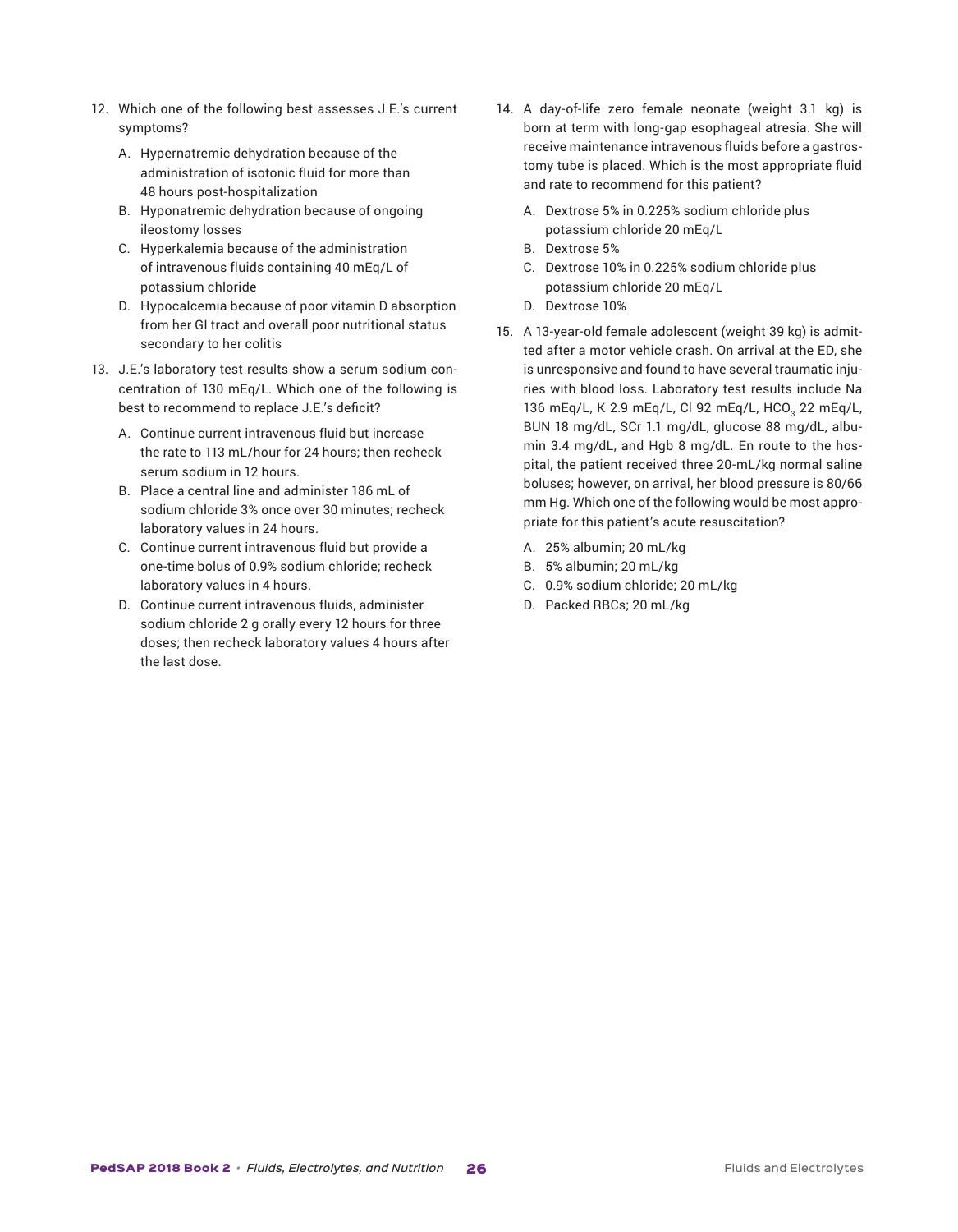12. Which one of the following best assesses J.E.'s current symptoms?

    A. Hypernatremic dehydration because of the administration of isotonic fluid for more than 48 hours post-hospitalization

    B. Hyponatremic dehydration because of ongoing ileostomy losses

    C. Hyperkalemia because of the administration of intravenous fluids containing 40 mEq/L of potassium chloride

    D. Hypocalcemia because of poor vitamin D absorption from her GI tract and overall poor nutritional status secondary to her colitis

13. J.E.'s laboratory test results show a serum sodium concentration of 130 mEq/L. Which one of the following is best to recommend to replace J.E.'s deficit?

    A. Continue current intravenous fluid but increase the rate to 113 mL/hour for 24 hours; then recheck serum sodium in 12 hours.

    B. Place a central line and administer 186 mL of sodium chloride 3% once over 30 minutes; recheck laboratory values in 24 hours.

    C. Continue current intravenous fluid but provide a one-time bolus of 0.9% sodium chloride; recheck laboratory values in 4 hours.

    D. Continue current intravenous fluids, administer sodium chloride 2 g orally every 12 hours for three doses; then recheck laboratory values 4 hours after the last dose.

14. A day-of-life zero female neonate (weight 3.1 kg) is born at term with long-gap esophageal atresia. She will receive maintenance intravenous fluids before a gastrostomy tube is placed. Which is the most appropriate fluid and rate to recommend for this patient?

    A. Dextrose 5% in 0.225% sodium chloride plus potassium chloride 20 mEq/L

    B. Dextrose 5%

    C. Dextrose 10% in 0.225% sodium chloride plus potassium chloride 20 mEq/L

    D. Dextrose 10%

15. A 13-year-old female adolescent (weight 39 kg) is admitted after a motor vehicle crash. On arrival at the ED, she is unresponsive and found to have several traumatic injuries with blood loss. Laboratory test results include Na 136 mEq/L, K 2.9 mEq/L, Cl 92 mEq/L, $HCO_3$ 22 mEq/L, BUN 18 mg/dL, SCr 1.1 mg/dL, glucose 88 mg/dL, albumin 3.4 mg/dL, and Hgb 8 mg/dL. En route to the hospital, the patient received three 20-mL/kg normal saline boluses; however, on arrival, her blood pressure is 80/66 mm Hg. Which one of the following would be most appropriate for this patient's acute resuscitation?

    A. 25% albumin; 20 mL/kg

    B. 5% albumin; 20 mL/kg

    C. 0.9% sodium chloride; 20 mL/kg

    D. Packed RBCs; 20 mL/kg